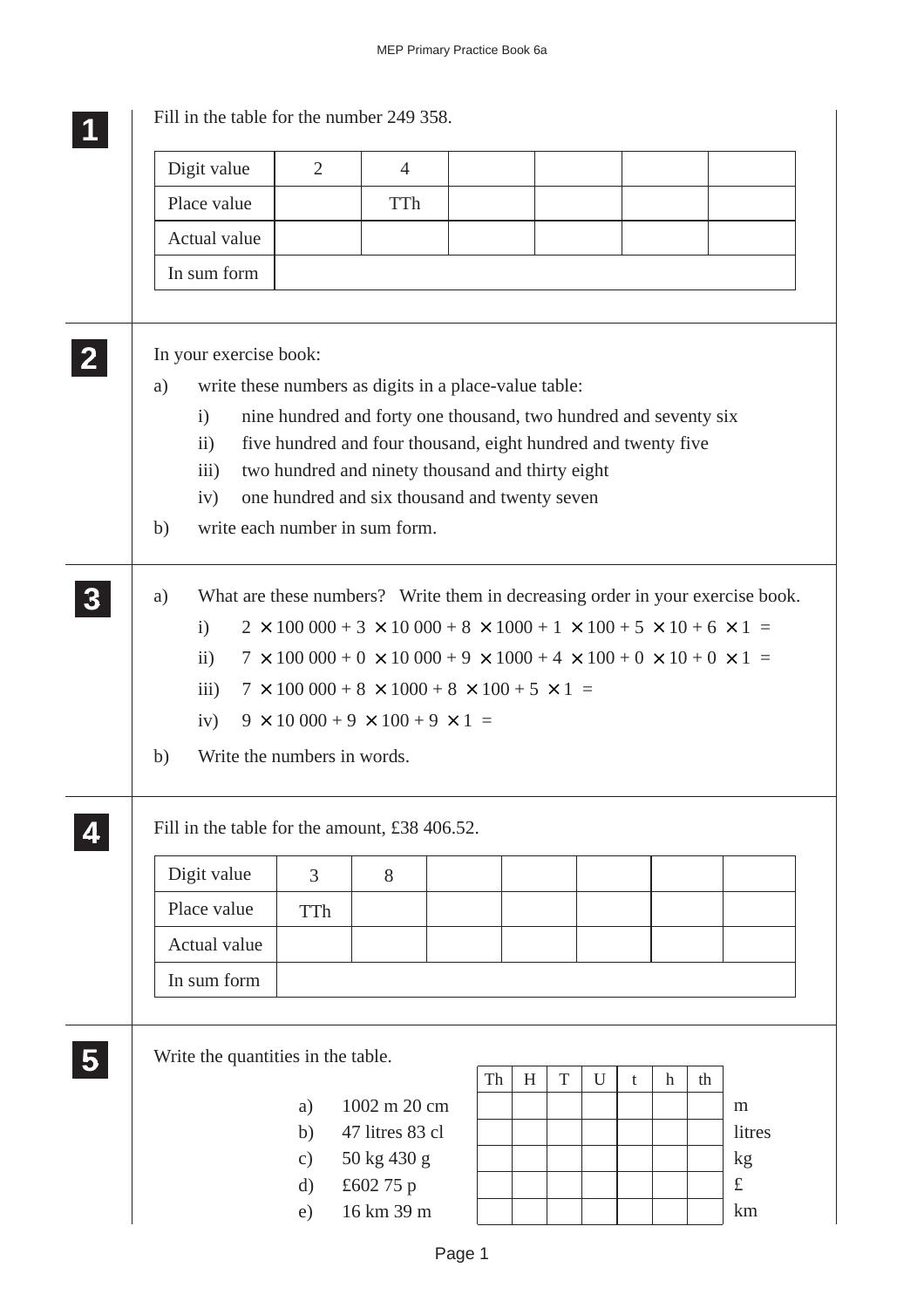**1** Fill in the table for the number 249 358.

| Digit value | 2 | 4 | | | | |
|---|---|---|---|---|---|---|
| Place value | | TTh | | | | |
| Actual value | | | | | | |
| In sum form | | | | | | |

**2** In your exercise book:

a) write these numbers as digits in a place-value table:

i) nine hundred and forty one thousand, two hundred and seventy six

ii) five hundred and four thousand, eight hundred and twenty five

iii) two hundred and ninety thousand and thirty eight

iv) one hundred and six thousand and twenty seven

b) write each number in sum form.

**3** a) What are these numbers? Write them in decreasing order in your exercise book.

i) $2 \times 100\,000 + 3 \times 10\,000 + 8 \times 1000 + 1 \times 100 + 5 \times 10 + 6 \times 1 =$

ii) $7 \times 100\,000 + 0 \times 10\,000 + 9 \times 1000 + 4 \times 100 + 0 \times 10 + 0 \times 1 =$

iii) $7 \times 100\,000 + 8 \times 1000 + 8 \times 100 + 5 \times 1 =$

iv) $9 \times 10\,000 + 9 \times 100 + 9 \times 1 =$

b) Write the numbers in words.

**4** Fill in the table for the amount, £38 406.52.

| Digit value | 3 | 8 | | | | | |
|---|---|---|---|---|---|---|---|
| Place value | TTh | | | | | | |
| Actual value | | | | | | | |
| In sum form | | | | | | | |

**5** Write the quantities in the table.

| | | Th | H | T | U | t | h | th | |
|---|---|---|---|---|---|---|---|---|---|
| a) | 1002 m 20 cm | | | | | | | | m |
| b) | 47 litres 83 cl | | | | | | | | litres |
| c) | 50 kg 430 g | | | | | | | | kg |
| d) | £602 75 p | | | | | | | | £ |
| e) | 16 km 39 m | | | | | | | | km |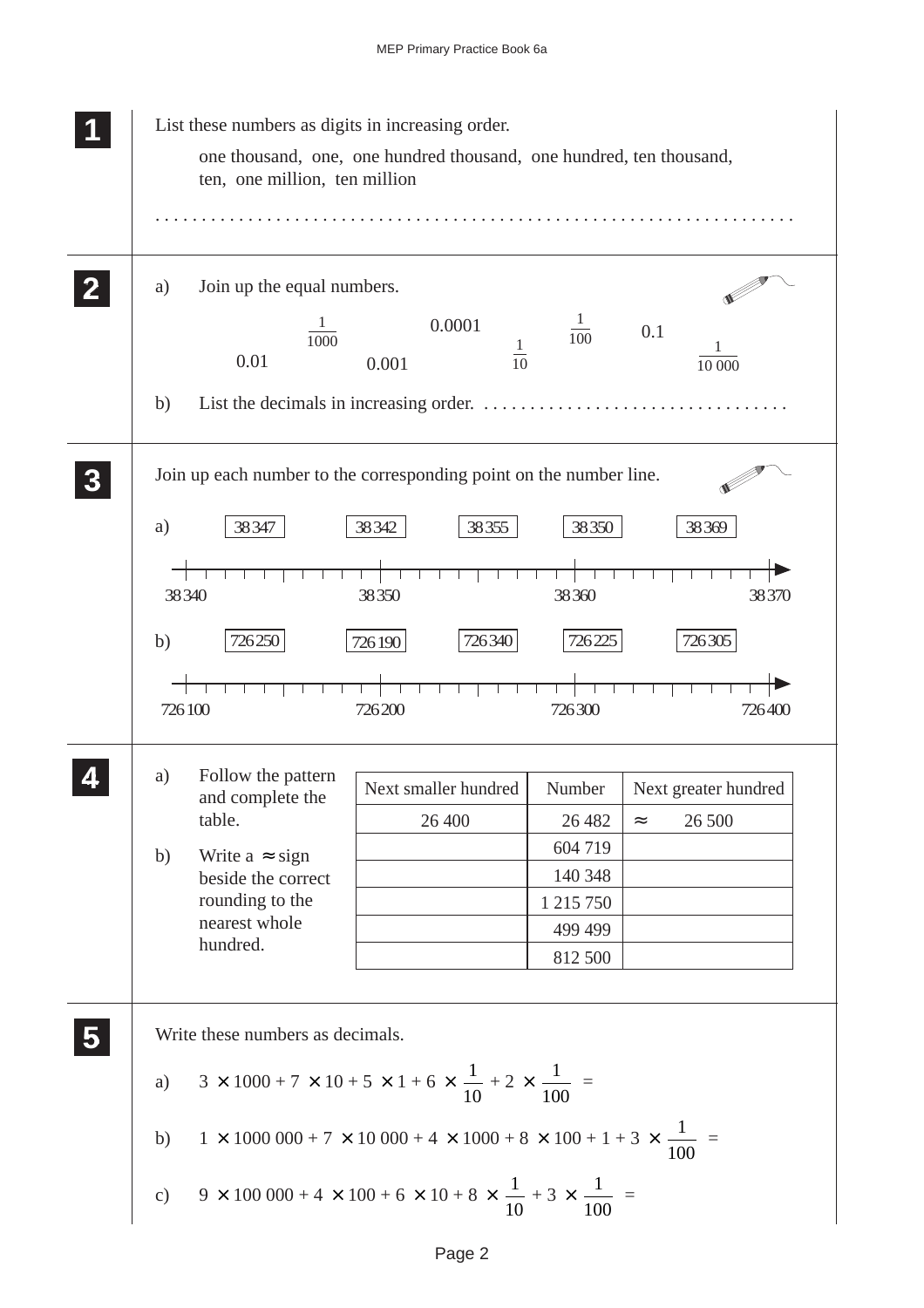**1**

List these numbers as digits in increasing order.

one thousand, one, one hundred thousand, one hundred, ten thousand, ten, one million, ten million

. . . . . . . . . . . . . . . . . . . . . . . . . . . . . . . . . . . . . . . . . . . . . . . . . . . . . . . . . . . . . . . . .

**2**

a) Join up the equal numbers.

$\frac{1}{1000}$ &nbsp;&nbsp; 0.0001 &nbsp;&nbsp; $\frac{1}{100}$ &nbsp;&nbsp; 0.1 &nbsp;&nbsp; 0.01 &nbsp;&nbsp; 0.001 &nbsp;&nbsp; $\frac{1}{10}$ &nbsp;&nbsp; $\frac{1}{10\,000}$

b) List the decimals in increasing order. . . . . . . . . . . . . . . . . . . . . . . . . . . . . . . . . .

**3**

Join up each number to the corresponding point on the number line.

a) 38 347 &nbsp;&nbsp; 38 342 &nbsp;&nbsp; 38 355 &nbsp;&nbsp; 38 350 &nbsp;&nbsp; 38 369

Number line: 38 340, 38 350, 38 360, 38 370

b) 726 250 &nbsp;&nbsp; 726 190 &nbsp;&nbsp; 726 340 &nbsp;&nbsp; 726 225 &nbsp;&nbsp; 726 305

Number line: 726 100, 726 200, 726 300, 726 400

**4**

a) Follow the pattern and complete the table.

b) Write a ≈ sign beside the correct rounding to the nearest whole hundred.

| Next smaller hundred | Number | Next greater hundred |
|---|---|---|
| 26 400 | 26 482 | ≈ 26 500 |
| | 604 719 | |
| | 140 348 | |
| | 1 215 750 | |
| | 499 499 | |
| | 812 500 | |

**5**

Write these numbers as decimals.

a) $3 \times 1000 + 7 \times 10 + 5 \times 1 + 6 \times \frac{1}{10} + 2 \times \frac{1}{100} =$

b) $1 \times 1000\,000 + 7 \times 10\,000 + 4 \times 1000 + 8 \times 100 + 1 + 3 \times \frac{1}{100} =$

c) $9 \times 100\,000 + 4 \times 100 + 6 \times 10 + 8 \times \frac{1}{10} + 3 \times \frac{1}{100} =$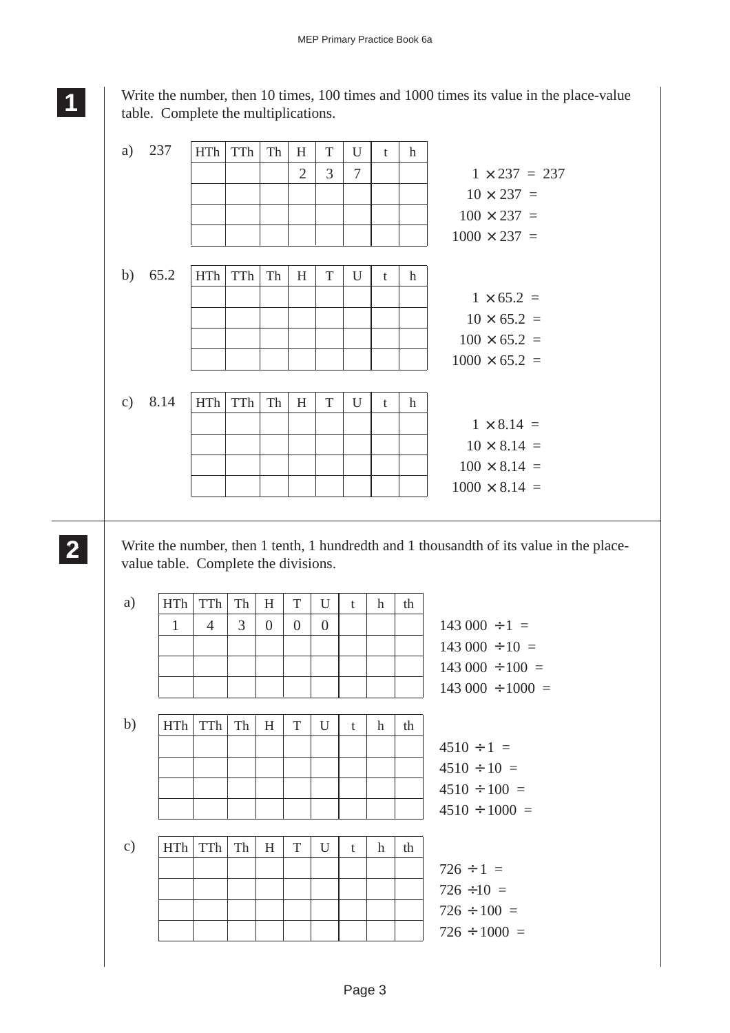**1** Write the number, then 10 times, 100 times and 1000 times its value in the place-value table. Complete the multiplications.

a) 237

| HTh | TTh | Th | H | T | U | t | h |
|---|---|---|---|---|---|---|---|
| | | | 2 | 3 | 7 | | |
| | | | | | | | |
| | | | | | | | |
| | | | | | | | |

$1 \times 237 = 237$

$10 \times 237 =$

$100 \times 237 =$

$1000 \times 237 =$

b) 65.2

| HTh | TTh | Th | H | T | U | t | h |
|---|---|---|---|---|---|---|---|
| | | | | | | | |
| | | | | | | | |
| | | | | | | | |
| | | | | | | | |

$1 \times 65.2 =$

$10 \times 65.2 =$

$100 \times 65.2 =$

$1000 \times 65.2 =$

c) 8.14

| HTh | TTh | Th | H | T | U | t | h |
|---|---|---|---|---|---|---|---|
| | | | | | | | |
| | | | | | | | |
| | | | | | | | |
| | | | | | | | |

$1 \times 8.14 =$

$10 \times 8.14 =$

$100 \times 8.14 =$

$1000 \times 8.14 =$

**2** Write the number, then 1 tenth, 1 hundredth and 1 thousandth of its value in the place-value table. Complete the divisions.

a)

| HTh | TTh | Th | H | T | U | t | h | th |
|---|---|---|---|---|---|---|---|---|
| 1 | 4 | 3 | 0 | 0 | 0 | | | |
| | | | | | | | | |
| | | | | | | | | |
| | | | | | | | | |

$143\,000 \div 1 =$

$143\,000 \div 10 =$

$143\,000 \div 100 =$

$143\,000 \div 1000 =$

b)

| HTh | TTh | Th | H | T | U | t | h | th |
|---|---|---|---|---|---|---|---|---|
| | | | | | | | | |
| | | | | | | | | |
| | | | | | | | | |
| | | | | | | | | |

$4510 \div 1 =$

$4510 \div 10 =$

$4510 \div 100 =$

$4510 \div 1000 =$

c)

| HTh | TTh | Th | H | T | U | t | h | th |
|---|---|---|---|---|---|---|---|---|
| | | | | | | | | |
| | | | | | | | | |
| | | | | | | | | |
| | | | | | | | | |

$726 \div 1 =$

$726 \div 10 =$

$726 \div 100 =$

$726 \div 1000 =$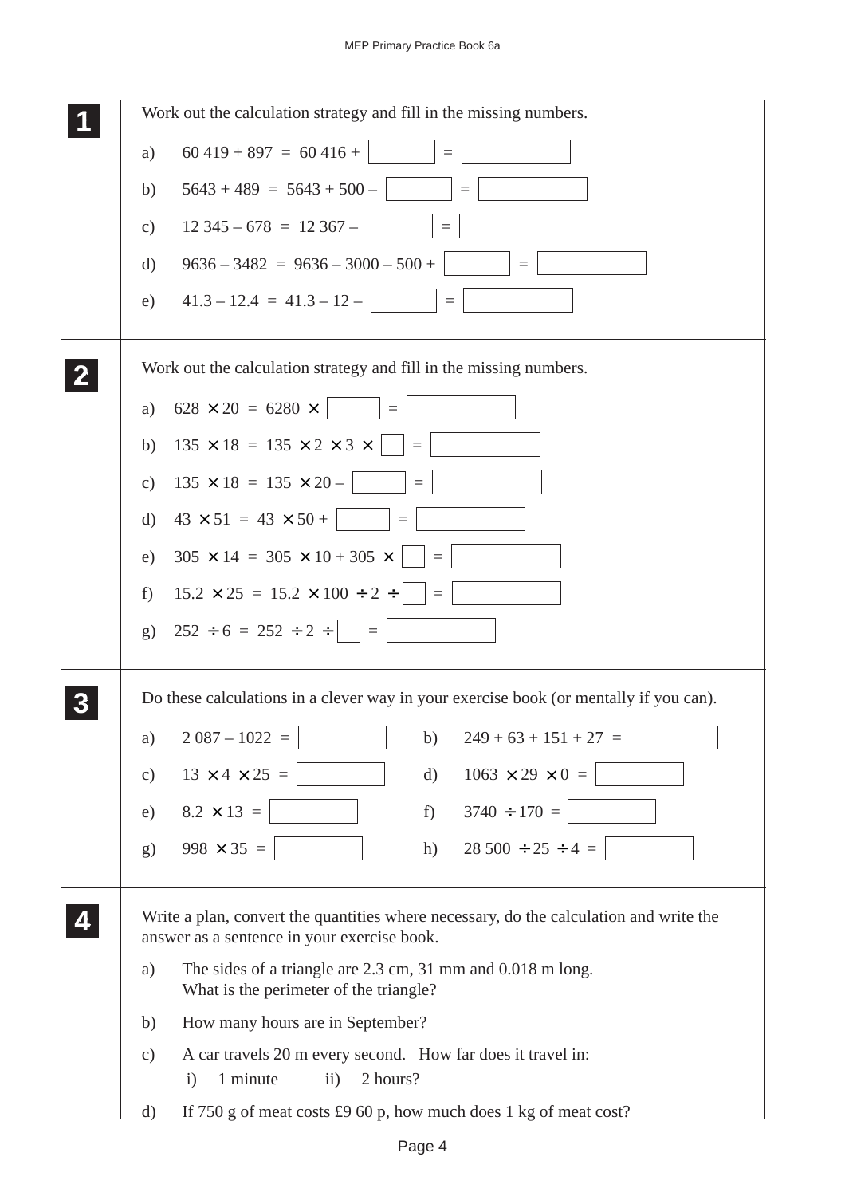**1** Work out the calculation strategy and fill in the missing numbers.

a) $60\,419 + 897 = 60\,416 + \square = \square$

b) $5643 + 489 = 5643 + 500 - \square = \square$

c) $12\,345 - 678 = 12\,367 - \square = \square$

d) $9636 - 3482 = 9636 - 3000 - 500 + \square = \square$

e) $41.3 - 12.4 = 41.3 - 12 - \square = \square$

**2** Work out the calculation strategy and fill in the missing numbers.

a) $628 \times 20 = 6280 \times \square = \square$

b) $135 \times 18 = 135 \times 2 \times 3 \times \square = \square$

c) $135 \times 18 = 135 \times 20 - \square = \square$

d) $43 \times 51 = 43 \times 50 + \square = \square$

e) $305 \times 14 = 305 \times 10 + 305 \times \square = \square$

f) $15.2 \times 25 = 15.2 \times 100 \div 2 \div \square = \square$

g) $252 \div 6 = 252 \div 2 \div \square = \square$

**3** Do these calculations in a clever way in your exercise book (or mentally if you can).

a) $2\,087 - 1022 = \square$

b) $249 + 63 + 151 + 27 = \square$

c) $13 \times 4 \times 25 = \square$

d) $1063 \times 29 \times 0 = \square$

e) $8.2 \times 13 = \square$

f) $3740 \div 170 = \square$

g) $998 \times 35 = \square$

h) $28\,500 \div 25 \div 4 = \square$

**4** Write a plan, convert the quantities where necessary, do the calculation and write the answer as a sentence in your exercise book.

a) The sides of a triangle are 2.3 cm, 31 mm and 0.018 m long. What is the perimeter of the triangle?

b) How many hours are in September?

c) A car travels 20 m every second. How far does it travel in:
   i) 1 minute   ii) 2 hours?

d) If 750 g of meat costs £9 60 p, how much does 1 kg of meat cost?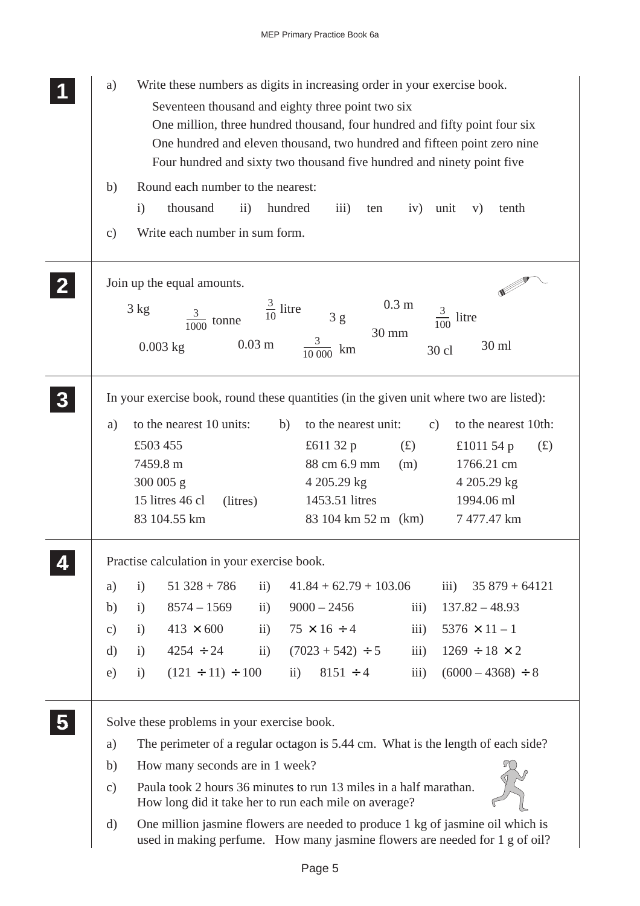## 1

a) Write these numbers as digits in increasing order in your exercise book.

Seventeen thousand and eighty three point two six
One million, three hundred thousand, four hundred and fifty point four six
One hundred and eleven thousand, two hundred and fifteen point zero nine
Four hundred and sixty two thousand five hundred and ninety point five

b) Round each number to the nearest:

i) thousand ii) hundred iii) ten iv) unit v) tenth

c) Write each number in sum form.

## 2

Join up the equal amounts.

3 kg $\frac{3}{1000}$ tonne $\frac{3}{10}$ litre 3 g 0.3 m $\frac{3}{100}$ litre

0.003 kg 0.03 m $\frac{3}{10\,000}$ km 30 mm 30 cl 30 ml

## 3

In your exercise book, round these quantities (in the given unit where two are listed):

| a) to the nearest 10 units: | b) to the nearest unit: | c) to the nearest 10th: |
|---|---|---|
| £503 455 | £611 32 p (£) | £1011 54 p (£) |
| 7459.8 m | 88 cm 6.9 mm (m) | 1766.21 cm |
| 300 005 g | 4 205.29 kg | 4 205.29 kg |
| 15 litres 46 cl (litres) | 1453.51 litres | 1994.06 ml |
| 83 104.55 km | 83 104 km 52 m (km) | 7 477.47 km |

## 4

Practise calculation in your exercise book.

a) i) $51\,328 + 786$ ii) $41.84 + 62.79 + 103.06$ iii) $35\,879 + 64121$

b) i) $8574 - 1569$ ii) $9000 - 2456$ iii) $137.82 - 48.93$

c) i) $413 \times 600$ ii) $75 \times 16 \div 4$ iii) $5376 \times 11 - 1$

d) i) $4254 \div 24$ ii) $(7023 + 542) \div 5$ iii) $1269 \div 18 \times 2$

e) i) $(121 \div 11) \div 100$ ii) $8151 \div 4$ iii) $(6000 - 4368) \div 8$

## 5

Solve these problems in your exercise book.

a) The perimeter of a regular octagon is 5.44 cm. What is the length of each side?

b) How many seconds are in 1 week?

c) Paula took 2 hours 36 minutes to run 13 miles in a half marathon. How long did it take her to run each mile on average?

d) One million jasmine flowers are needed to produce 1 kg of jasmine oil which is used in making perfume. How many jasmine flowers are needed for 1 g of oil?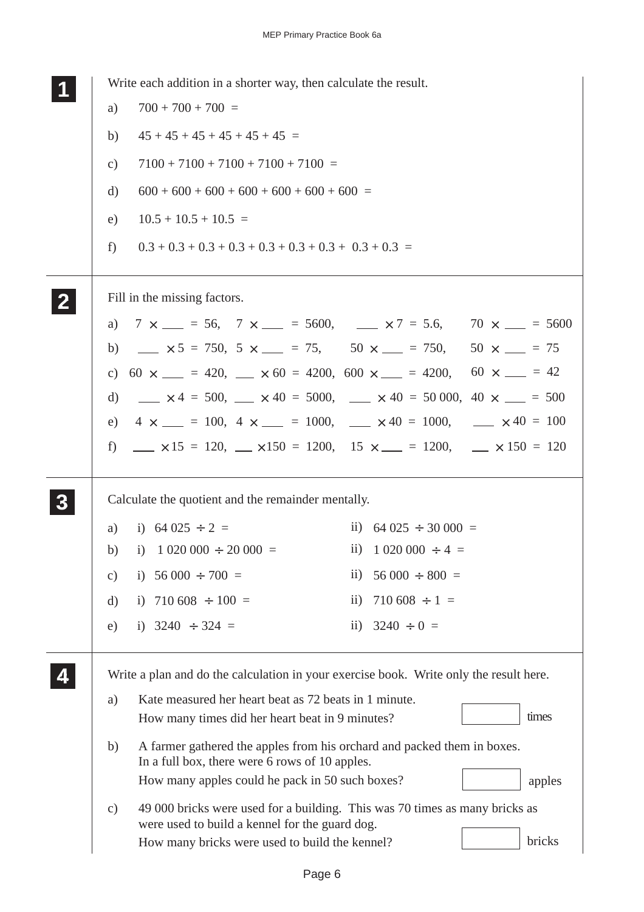## 1

Write each addition in a shorter way, then calculate the result.

a) $700 + 700 + 700 =$

b) $45 + 45 + 45 + 45 + 45 + 45 =$

c) $7100 + 7100 + 7100 + 7100 + 7100 =$

d) $600 + 600 + 600 + 600 + 600 + 600 + 600 =$

e) $10.5 + 10.5 + 10.5 =$

f) $0.3 + 0.3 + 0.3 + 0.3 + 0.3 + 0.3 + 0.3 + 0.3 + 0.3 =$

## 2

Fill in the missing factors.

a) $7 \times \_\_\_ = 56$, $7 \times \_\_\_ = 5600$, $\_\_\_ \times 7 = 5.6$, $70 \times \_\_\_ = 5600$

b) $\_\_\_ \times 5 = 750$, $5 \times \_\_\_ = 75$, $50 \times \_\_\_ = 750$, $50 \times \_\_\_ = 75$

c) $60 \times \_\_\_ = 420$, $\_\_\_ \times 60 = 4200$, $600 \times \_\_\_ = 4200$, $60 \times \_\_\_ = 42$

d) $\_\_\_ \times 4 = 500$, $\_\_\_ \times 40 = 5000$, $\_\_\_ \times 40 = 50\,000$, $40 \times \_\_\_ = 500$

e) $4 \times \_\_\_ = 100$, $4 \times \_\_\_ = 1000$, $\_\_\_ \times 40 = 1000$, $\_\_\_ \times 40 = 100$

f) $\_\_\_ \times 15 = 120$, $\_\_\_ \times 150 = 1200$, $15 \times \_\_\_ = 1200$, $\_\_\_ \times 150 = 120$

## 3

Calculate the quotient and the remainder mentally.

a) i) $64\,025 \div 2 =$ ii) $64\,025 \div 30\,000 =$

b) i) $1\,020\,000 \div 20\,000 =$ ii) $1\,020\,000 \div 4 =$

c) i) $56\,000 \div 700 =$ ii) $56\,000 \div 800 =$

d) i) $710\,608 \div 100 =$ ii) $710\,608 \div 1 =$

e) i) $3240 \div 324 =$ ii) $3240 \div 0 =$

## 4

Write a plan and do the calculation in your exercise book. Write only the result here.

a) Kate measured her heart beat as 72 beats in 1 minute.
How many times did her heart beat in 9 minutes? ______ times

b) A farmer gathered the apples from his orchard and packed them in boxes.
In a full box, there were 6 rows of 10 apples.
How many apples could he pack in 50 such boxes? ______ apples

c) 49 000 bricks were used for a building. This was 70 times as many bricks as were used to build a kennel for the guard dog.
How many bricks were used to build the kennel? ______ bricks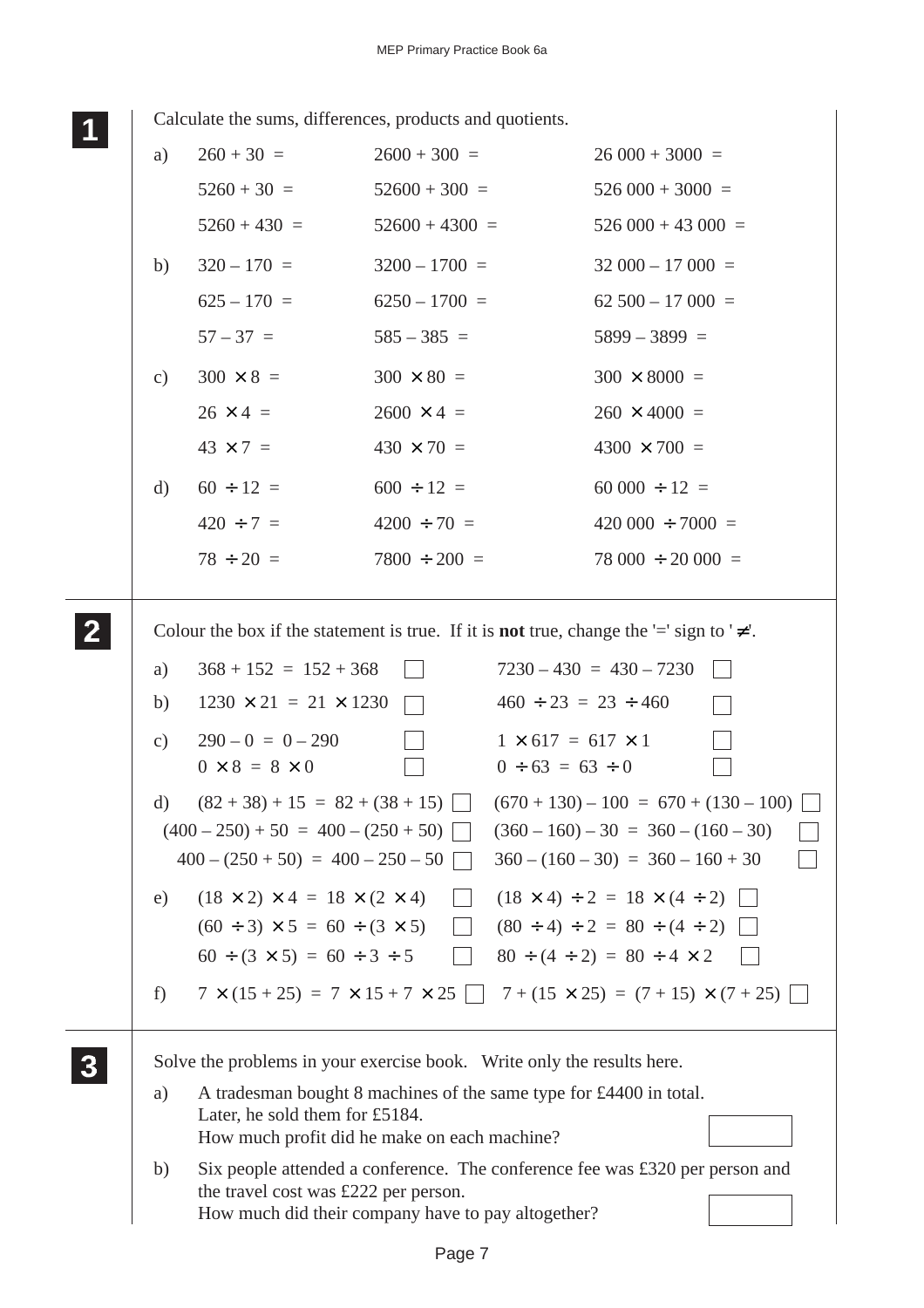**1** Calculate the sums, differences, products and quotients.

a)

| | | |
|---|---|---|
| $260 + 30 =$ | $2600 + 300 =$ | $26\,000 + 3000 =$ |
| $5260 + 30 =$ | $52600 + 300 =$ | $526\,000 + 3000 =$ |
| $5260 + 430 =$ | $52600 + 4300 =$ | $526\,000 + 43\,000 =$ |

b)

| | | |
|---|---|---|
| $320 - 170 =$ | $3200 - 1700 =$ | $32\,000 - 17\,000 =$ |
| $625 - 170 =$ | $6250 - 1700 =$ | $62\,500 - 17\,000 =$ |
| $57 - 37 =$ | $585 - 385 =$ | $5899 - 3899 =$ |

c)

| | | |
|---|---|---|
| $300 \times 8 =$ | $300 \times 80 =$ | $300 \times 8000 =$ |
| $26 \times 4 =$ | $2600 \times 4 =$ | $260 \times 4000 =$ |
| $43 \times 7 =$ | $430 \times 70 =$ | $4300 \times 700 =$ |

d)

| | | |
|---|---|---|
| $60 \div 12 =$ | $600 \div 12 =$ | $60\,000 \div 12 =$ |
| $420 \div 7 =$ | $4200 \div 70 =$ | $420\,000 \div 7000 =$ |
| $78 \div 20 =$ | $7800 \div 200 =$ | $78\,000 \div 20\,000 =$ |

**2** Colour the box if the statement is true. If it is **not** true, change the '=' sign to '$\neq$'.

a) $368 + 152 = 152 + 368$ ☐ $7230 - 430 = 430 - 7230$ ☐

b) $1230 \times 21 = 21 \times 1230$ ☐ $460 \div 23 = 23 \div 460$ ☐

c) $290 - 0 = 0 - 290$ ☐ $1 \times 617 = 617 \times 1$ ☐
$0 \times 8 = 8 \times 0$ ☐ $0 \div 63 = 63 \div 0$ ☐

d) $(82 + 38) + 15 = 82 + (38 + 15)$ ☐ $(670 + 130) - 100 = 670 + (130 - 100)$ ☐
$(400 - 250) + 50 = 400 - (250 + 50)$ ☐ $(360 - 160) - 30 = 360 - (160 - 30)$ ☐
$400 - (250 + 50) = 400 - 250 - 50$ ☐ $360 - (160 - 30) = 360 - 160 + 30$ ☐

e) $(18 \times 2) \times 4 = 18 \times (2 \times 4)$ ☐ $(18 \times 4) \div 2 = 18 \times (4 \div 2)$ ☐
$(60 \div 3) \times 5 = 60 \div (3 \times 5)$ ☐ $(80 \div 4) \div 2 = 80 \div (4 \div 2)$ ☐
$60 \div (3 \times 5) = 60 \div 3 \div 5$ ☐ $80 \div (4 \div 2) = 80 \div 4 \times 2$ ☐

f) $7 \times (15 + 25) = 7 \times 15 + 7 \times 25$ ☐ $7 + (15 \times 25) = (7 + 15) \times (7 + 25)$ ☐

**3** Solve the problems in your exercise book. Write only the results here.

a) A tradesman bought 8 machines of the same type for £4400 in total. Later, he sold them for £5184.
How much profit did he make on each machine? ☐

b) Six people attended a conference. The conference fee was £320 per person and the travel cost was £222 per person.
How much did their company have to pay altogether? ☐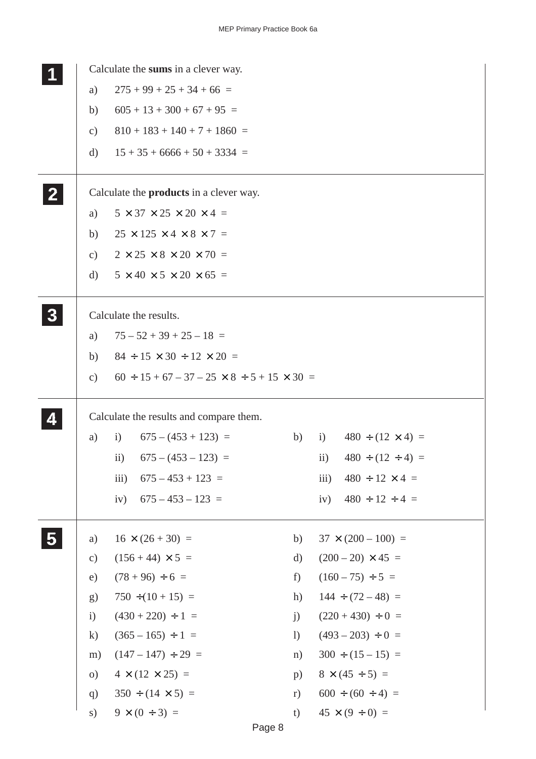**1**

Calculate the **sums** in a clever way.

a) $275 + 99 + 25 + 34 + 66 =$

b) $605 + 13 + 300 + 67 + 95 =$

c) $810 + 183 + 140 + 7 + 1860 =$

d) $15 + 35 + 6666 + 50 + 3334 =$

**2**

Calculate the **products** in a clever way.

a) $5 \times 37 \times 25 \times 20 \times 4 =$

b) $25 \times 125 \times 4 \times 8 \times 7 =$

c) $2 \times 25 \times 8 \times 20 \times 70 =$

d) $5 \times 40 \times 5 \times 20 \times 65 =$

**3**

Calculate the results.

a) $75 - 52 + 39 + 25 - 18 =$

b) $84 \div 15 \times 30 \div 12 \times 20 =$

c) $60 \div 15 + 67 - 37 - 25 \times 8 \div 5 + 15 \times 30 =$

**4**

Calculate the results and compare them.

a)
- i) $675 - (453 + 123) =$
- ii) $675 - (453 - 123) =$
- iii) $675 - 453 + 123 =$
- iv) $675 - 453 - 123 =$

b)
- i) $480 \div (12 \times 4) =$
- ii) $480 \div (12 \div 4) =$
- iii) $480 \div 12 \times 4 =$
- iv) $480 \div 12 \div 4 =$

**5**

a) $16 \times (26 + 30) =$

b) $37 \times (200 - 100) =$

c) $(156 + 44) \times 5 =$

d) $(200 - 20) \times 45 =$

e) $(78 + 96) \div 6 =$

f) $(160 - 75) \div 5 =$

g) $750 \div (10 + 15) =$

h) $144 \div (72 - 48) =$

i) $(430 + 220) \div 1 =$

j) $(220 + 430) \div 0 =$

k) $(365 - 165) \div 1 =$

l) $(493 - 203) \div 0 =$

m) $(147 - 147) \div 29 =$

n) $300 \div (15 - 15) =$

o) $4 \times (12 \times 25) =$

p) $8 \times (45 \div 5) =$

q) $350 \div (14 \times 5) =$

r) $600 \div (60 \div 4) =$

s) $9 \times (0 \div 3) =$

t) $45 \times (9 \div 0) =$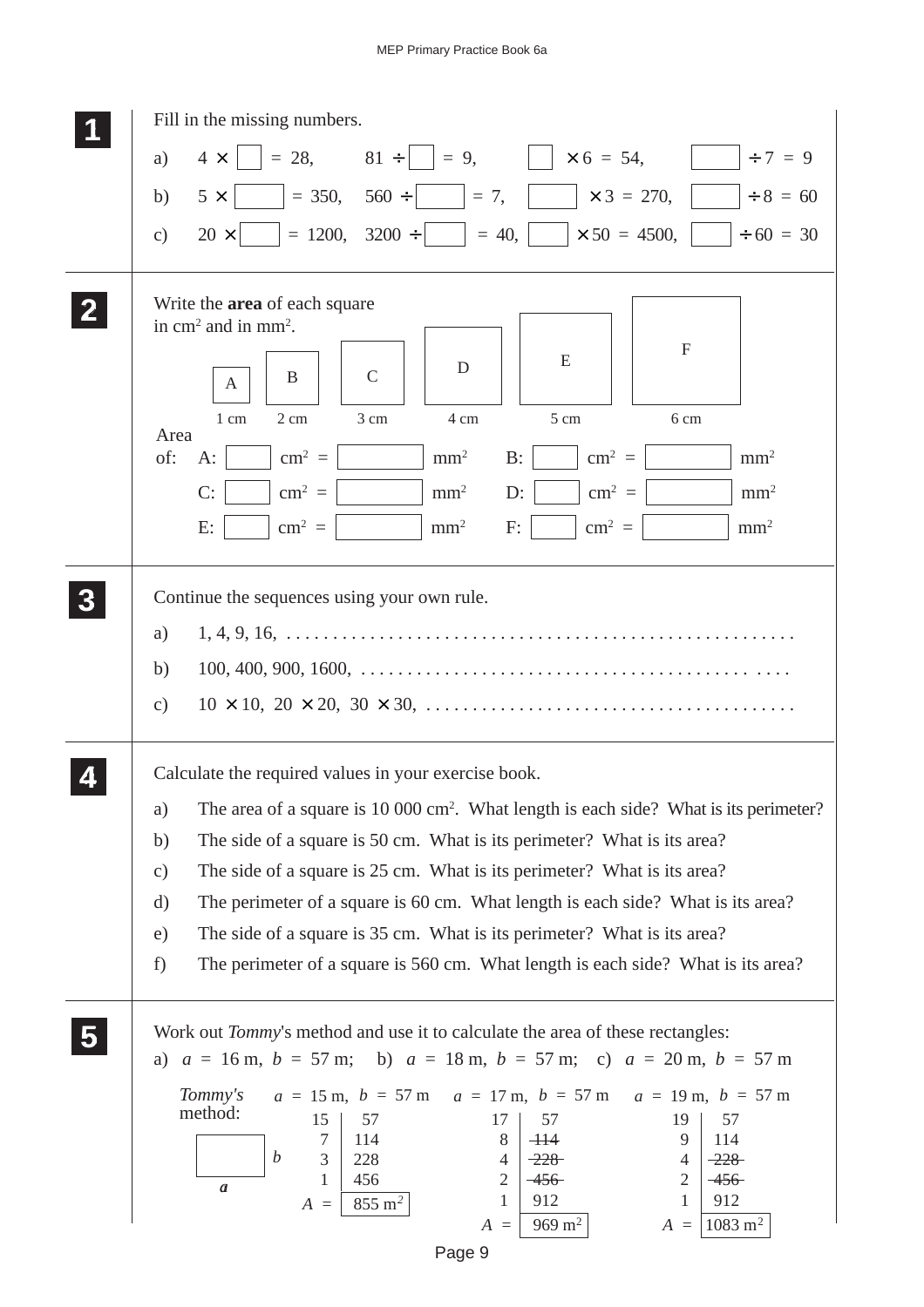**1** Fill in the missing numbers.

a) $4 \times \square = 28$, $81 \div \square = 9$, $\square \times 6 = 54$, $\square \div 7 = 9$

b) $5 \times \square = 350$, $560 \div \square = 7$, $\square \times 3 = 270$, $\square \div 8 = 60$

c) $20 \times \square = 1200$, $3200 \div \square = 40$, $\square \times 50 = 4500$, $\square \div 60 = 30$

**2** Write the **area** of each square in $cm^2$ and in $mm^2$.

A (1 cm), B (2 cm), C (3 cm), D (4 cm), E (5 cm), F (6 cm)

Area of:

A: $\square$ $cm^2$ = $\square$ $mm^2$ B: $\square$ $cm^2$ = $\square$ $mm^2$

C: $\square$ $cm^2$ = $\square$ $mm^2$ D: $\square$ $cm^2$ = $\square$ $mm^2$

E: $\square$ $cm^2$ = $\square$ $mm^2$ F: $\square$ $cm^2$ = $\square$ $mm^2$

**3** Continue the sequences using your own rule.

a) 1, 4, 9, 16, . . . . . . . . . . . . . . . . . . . . . . . . . . . . . . . . . . . . . . . . . . . . . . . . . . . . .

b) 100, 400, 900, 1600, . . . . . . . . . . . . . . . . . . . . . . . . . . . . . . . . . . . . . . . . . . . . . . . .

c) $10 \times 10$, $20 \times 20$, $30 \times 30$, . . . . . . . . . . . . . . . . . . . . . . . . . . . . . . . . . . . . . . .

**4** Calculate the required values in your exercise book.

a) The area of a square is 10 000 $cm^2$. What length is each side? What is its perimeter?

b) The side of a square is 50 cm. What is its perimeter? What is its area?

c) The side of a square is 25 cm. What is its perimeter? What is its area?

d) The perimeter of a square is 60 cm. What length is each side? What is its area?

e) The side of a square is 35 cm. What is its perimeter? What is its area?

f) The perimeter of a square is 560 cm. What length is each side? What is its area?

**5** Work out *Tommy*'s method and use it to calculate the area of these rectangles:

a) $a$ = 16 m, $b$ = 57 m; b) $a$ = 18 m, $b$ = 57 m; c) $a$ = 20 m, $b$ = 57 m

*Tommy's* method: (rectangle with sides $a$ and $b$)

$a$ = 15 m, $b$ = 57 m

| 15 | 57 |
|---|---|
| 7 | 114 |
| 3 | 228 |
| 1 | 456 |

$A$ = 855 $m^2$

$a$ = 17 m, $b$ = 57 m

| 17 | 57 |
|---|---|
| 8 | ~~114~~ |
| 4 | ~~228~~ |
| 2 | ~~456~~ |
| 1 | 912 |

$A$ = 969 $m^2$

$a$ = 19 m, $b$ = 57 m

| 19 | 57 |
|---|---|
| 9 | 114 |
| 4 | ~~228~~ |
| 2 | ~~456~~ |
| 1 | 912 |

$A$ = 1083 $m^2$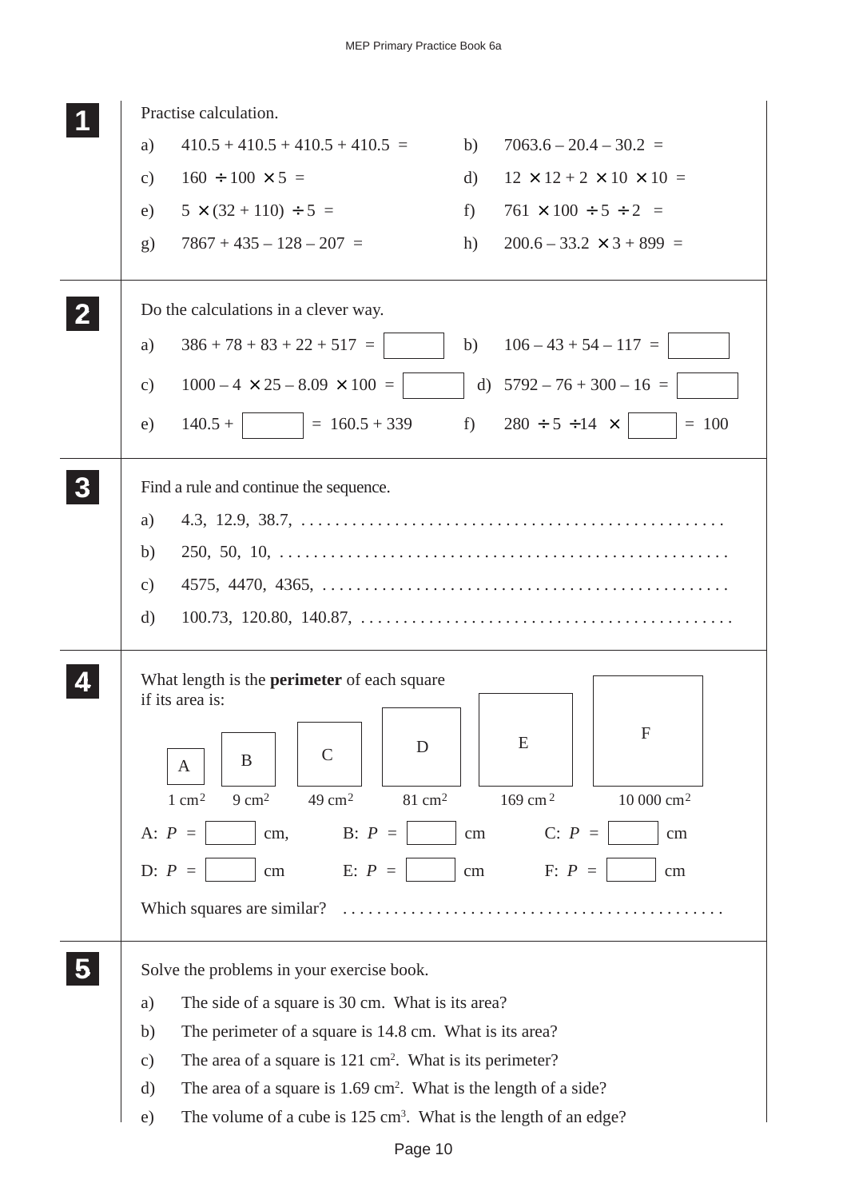## 1

Practise calculation.

a) $410.5 + 410.5 + 410.5 + 410.5 =$

b) $7063.6 - 20.4 - 30.2 =$

c) $160 \div 100 \times 5 =$

d) $12 \times 12 + 2 \times 10 \times 10 =$

e) $5 \times (32 + 110) \div 5 =$

f) $761 \times 100 \div 5 \div 2 =$

g) $7867 + 435 - 128 - 207 =$

h) $200.6 - 33.2 \times 3 + 899 =$

## 2

Do the calculations in a clever way.

a) $386 + 78 + 83 + 22 + 517 =$ ☐

b) $106 - 43 + 54 - 117 =$ ☐

c) $1000 - 4 \times 25 - 8.09 \times 100 =$ ☐

d) $5792 - 76 + 300 - 16 =$ ☐

e) $140.5 +$ ☐ $= 160.5 + 339$

f) $280 \div 5 \div 14 \times$ ☐ $= 100$

## 3

Find a rule and continue the sequence.

a) 4.3, 12.9, 38.7, . . . . . . . . . . . . . . . . . . . . . . . . . . . . . . . . . . . . . . . . . . . . . . . .

b) 250, 50, 10, . . . . . . . . . . . . . . . . . . . . . . . . . . . . . . . . . . . . . . . . . . . . . . . . . . . .

c) 4575, 4470, 4365, . . . . . . . . . . . . . . . . . . . . . . . . . . . . . . . . . . . . . . . . . . . . . . .

d) 100.73, 120.80, 140.87, . . . . . . . . . . . . . . . . . . . . . . . . . . . . . . . . . . . . . . . . . . .

## 4

What length is the **perimeter** of each square if its area is:

A: 1 cm², B: 9 cm², C: 49 cm², D: 81 cm², E: 169 cm², F: 10 000 cm²

A: $P =$ ☐ cm, B: $P =$ ☐ cm C: $P =$ ☐ cm

D: $P =$ ☐ cm E: $P =$ ☐ cm F: $P =$ ☐ cm

Which squares are similar? . . . . . . . . . . . . . . . . . . . . . . . . . . . . . . . . . . . . . . . . . . . .

## 5

Solve the problems in your exercise book.

a) The side of a square is 30 cm. What is its area?

b) The perimeter of a square is 14.8 cm. What is its area?

c) The area of a square is 121 cm². What is its perimeter?

d) The area of a square is 1.69 cm². What is the length of a side?

e) The volume of a cube is 125 cm³. What is the length of an edge?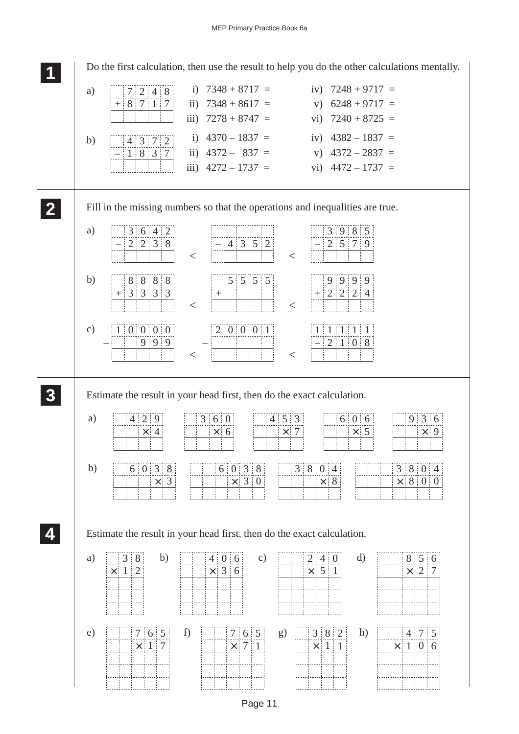**1** Do the first calculation, then use the result to help you do the other calculations mentally.

a)

$$\begin{array}{r} 7248 \\ +\ 8717 \\ \hline \phantom{0000} \end{array}$$

i) $7348 + 8717 =$

ii) $7348 + 8617 =$

iii) $7278 + 8747 =$

iv) $7248 + 9717 =$

v) $6248 + 9717 =$

vi) $7240 + 8725 =$

b)

$$\begin{array}{r} 4372 \\ -\ 1837 \\ \hline \phantom{0000} \end{array}$$

i) $4370 - 1837 =$

ii) $4372 - \ 837 =$

iii) $4272 - 1737 =$

iv) $4382 - 1837 =$

v) $4372 - 2837 =$

vi) $4472 - 1737 =$

---

**2** Fill in the missing numbers so that the operations and inequalities are true.

a)

$$\begin{array}{r} 3642 \\ -\ 2238 \\ \hline \phantom{0000} \end{array} \quad < \quad \begin{array}{r} \square\square\square\square \\ -\ 4352 \\ \hline \phantom{0000} \end{array} \quad < \quad \begin{array}{r} 3985 \\ -\ 2579 \\ \hline \phantom{0000} \end{array}$$

b)

$$\begin{array}{r} 8888 \\ +\ 3333 \\ \hline \phantom{0000} \end{array} \quad < \quad \begin{array}{r} 5555 \\ +\ \square\square\square\square \\ \hline \phantom{0000} \end{array} \quad < \quad \begin{array}{r} 9999 \\ +\ 2224 \\ \hline \phantom{0000} \end{array}$$

c)

$$\begin{array}{r} 10000 \\ -\ 999 \\ \hline \phantom{00000} \end{array} \quad < \quad \begin{array}{r} 20001 \\ -\ \square\square\square\square\square \\ \hline \phantom{00000} \end{array} \quad < \quad \begin{array}{r} 11111 \\ -\ 2108 \\ \hline \phantom{00000} \end{array}$$

---

**3** Estimate the result in your head first, then do the exact calculation.

a)

$$\begin{array}{r} 429 \\ \times\ 4 \\ \hline \end{array} \qquad \begin{array}{r} 360 \\ \times\ 6 \\ \hline \end{array} \qquad \begin{array}{r} 453 \\ \times\ 7 \\ \hline \end{array} \qquad \begin{array}{r} 606 \\ \times\ 5 \\ \hline \end{array} \qquad \begin{array}{r} 936 \\ \times\ 9 \\ \hline \end{array}$$

b)

$$\begin{array}{r} 6038 \\ \times\ 3 \\ \hline \end{array} \qquad \begin{array}{r} 6038 \\ \times\ 30 \\ \hline \end{array} \qquad \begin{array}{r} 3804 \\ \times\ 8 \\ \hline \end{array} \qquad \begin{array}{r} 3804 \\ \times\ 800 \\ \hline \end{array}$$

---

**4** Estimate the result in your head first, then do the exact calculation.

a)
$$\begin{array}{r} 38 \\ \times\ 12 \\ \hline \end{array}$$

b)
$$\begin{array}{r} 406 \\ \times\ 36 \\ \hline \end{array}$$

c)
$$\begin{array}{r} 240 \\ \times\ 51 \\ \hline \end{array}$$

d)
$$\begin{array}{r} 856 \\ \times\ 27 \\ \hline \end{array}$$

e)
$$\begin{array}{r} 765 \\ \times\ 17 \\ \hline \end{array}$$

f)
$$\begin{array}{r} 765 \\ \times\ 71 \\ \hline \end{array}$$

g)
$$\begin{array}{r} 382 \\ \times\ 11 \\ \hline \end{array}$$

h)
$$\begin{array}{r} 475 \\ \times\ 106 \\ \hline \end{array}$$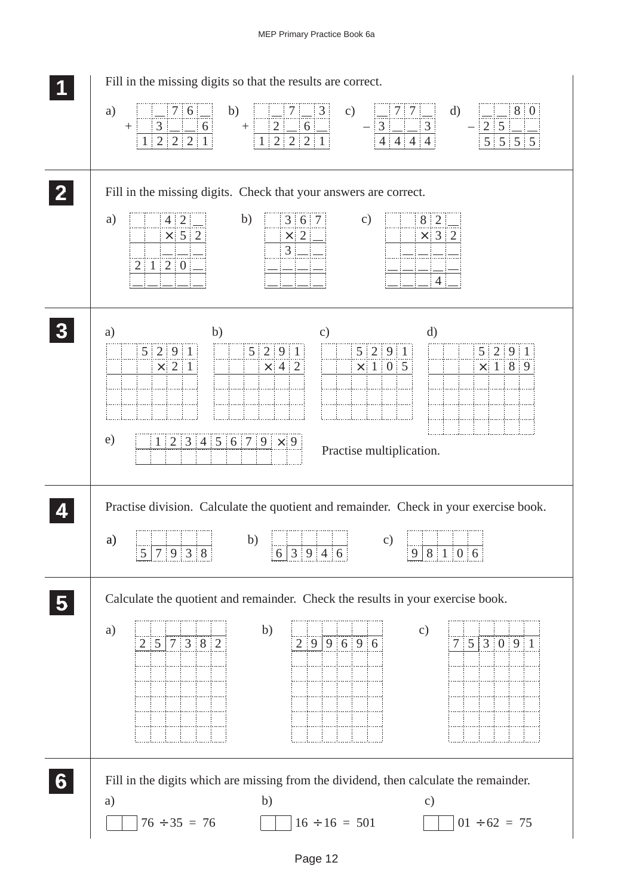**1** Fill in the missing digits so that the results are correct.

a)
```
    _ 7 6 _
+ 3 _ _ 6
1 2 2 2 1
```

b)
```
    _ 7 _ 3
+   2 _ 6 _
1 2 2 2 1
```

c)
```
  _ 7 7 _
– 3 _ _ 3
  4 4 4 4
```

d)
```
  _ _ 8 0
– 2 5 _ _
  5 5 5 5
```

**2** Fill in the missing digits. Check that your answers are correct.

a)
```
      4 2 _
    × 5 2
    _ _ _
2 1 2 0 _
_ _ _ _ _
```

b)
```
  3 6 7
× 2 _
  3 _ _
_ _ _ _
_ _ _ _
```

c)
```
      8 2 _
    × 3 2
  _ _ _ _
_ _ _ _ _
_ _ _ 4 _
```

**3**

a)
```
  5 2 9 1
×     2 1
```

b)
```
  5 2 9 1
×     4 2
```

c)
```
  5 2 9 1
×   1 0 5
```

d)
```
  5 2 9 1
×   1 8 9
```

e)
```
1 2 3 4 5 6 7 9 × 9
```

Practise multiplication.

**4** Practise division. Calculate the quotient and remainder. Check in your exercise book.

a) $7938 \div 5$

b) $3946 \div 6$

c) $8106 \div 9$

**5** Calculate the quotient and remainder. Check the results in your exercise book.

a) $7382 \div 25$

b) $9696 \div 29$

c) $3091 \div 75$

**6** Fill in the digits which are missing from the dividend, then calculate the remainder.

a) $\square\square 76 \div 35 = 76$

b) $\square\square 16 \div 16 = 501$

c) $\square\square 01 \div 62 = 75$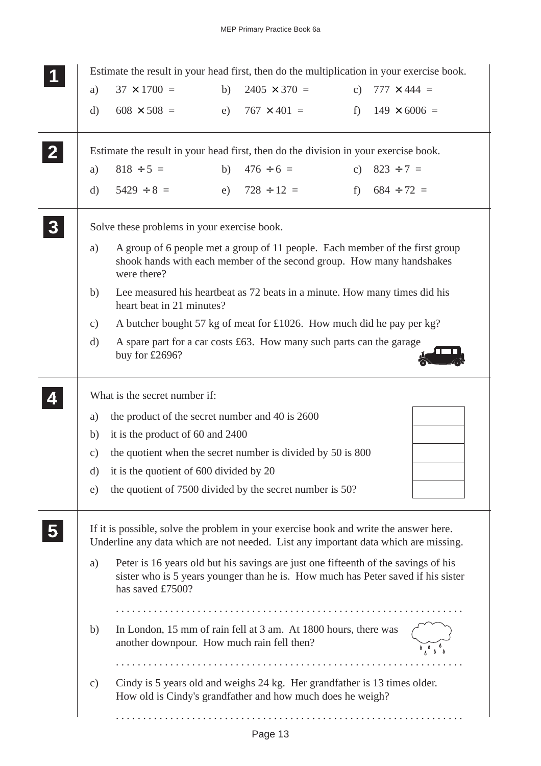**1** Estimate the result in your head first, then do the multiplication in your exercise book.

a) $37 \times 1700 =$ b) $2405 \times 370 =$ c) $777 \times 444 =$

d) $608 \times 508 =$ e) $767 \times 401 =$ f) $149 \times 6006 =$

**2** Estimate the result in your head first, then do the division in your exercise book.

a) $818 \div 5 =$ b) $476 \div 6 =$ c) $823 \div 7 =$

d) $5429 \div 8 =$ e) $728 \div 12 =$ f) $684 \div 72 =$

**3** Solve these problems in your exercise book.

a) A group of 6 people met a group of 11 people. Each member of the first group shook hands with each member of the second group. How many handshakes were there?

b) Lee measured his heartbeat as 72 beats in a minute. How many times did his heart beat in 21 minutes?

c) A butcher bought 57 kg of meat for £1026. How much did he pay per kg?

d) A spare part for a car costs £63. How many such parts can the garage buy for £2696?

**4** What is the secret number if:

a) the product of the secret number and 40 is 2600

b) it is the product of 60 and 2400

c) the quotient when the secret number is divided by 50 is 800

d) it is the quotient of 600 divided by 20

e) the quotient of 7500 divided by the secret number is 50?

**5** If it is possible, solve the problem in your exercise book and write the answer here. Underline any data which are not needed. List any important data which are missing.

a) Peter is 16 years old but his savings are just one fifteenth of the savings of his sister who is 5 years younger than he is. How much has Peter saved if his sister has saved £7500?

. . . . . . . . . . . . . . . . . . . . . . . . . . . . . . . . . . . . . . . . . . . . . . . . . . . . . . . . . . . . . .

b) In London, 15 mm of rain fell at 3 am. At 1800 hours, there was another downpour. How much rain fell then?

. . . . . . . . . . . . . . . . . . . . . . . . . . . . . . . . . . . . . . . . . . . . . . . . . . . . . . . . . . . . . .

c) Cindy is 5 years old and weighs 24 kg. Her grandfather is 13 times older. How old is Cindy's grandfather and how much does he weigh?

. . . . . . . . . . . . . . . . . . . . . . . . . . . . . . . . . . . . . . . . . . . . . . . . . . . . . . . . . . . . . .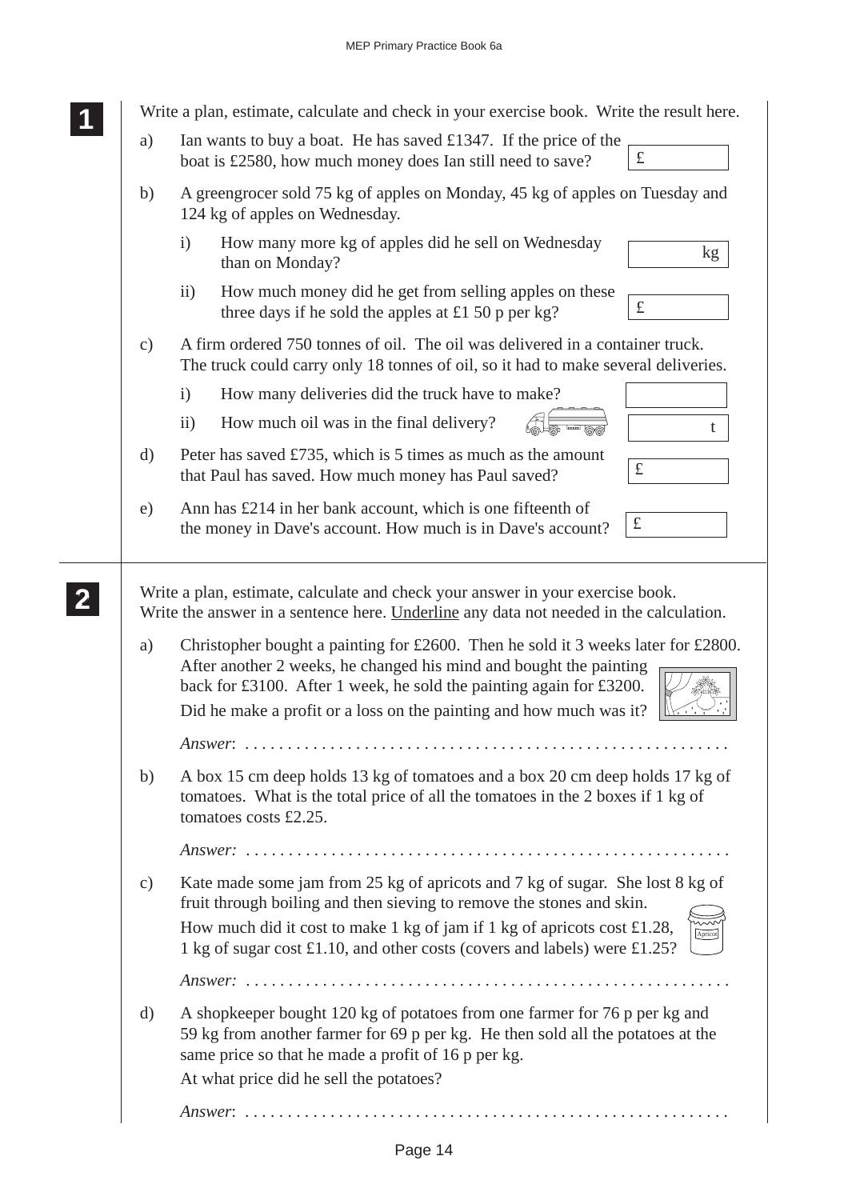**1** Write a plan, estimate, calculate and check in your exercise book. Write the result here.

a) Ian wants to buy a boat. He has saved £1347. If the price of the boat is £2580, how much money does Ian still need to save? £ ______

b) A greengrocer sold 75 kg of apples on Monday, 45 kg of apples on Tuesday and 124 kg of apples on Wednesday.

   i) How many more kg of apples did he sell on Wednesday than on Monday? ______ kg

   ii) How much money did he get from selling apples on these three days if he sold the apples at £1 50 p per kg? £ ______

c) A firm ordered 750 tonnes of oil. The oil was delivered in a container truck. The truck could carry only 18 tonnes of oil, so it had to make several deliveries.

   i) How many deliveries did the truck have to make? ______

   ii) How much oil was in the final delivery? ______ t

d) Peter has saved £735, which is 5 times as much as the amount that Paul has saved. How much money has Paul saved? £ ______

e) Ann has £214 in her bank account, which is one fifteenth of the money in Dave's account. How much is in Dave's account? £ ______

**2** Write a plan, estimate, calculate and check your answer in your exercise book. Write the answer in a sentence here. Underline any data not needed in the calculation.

a) Christopher bought a painting for £2600. Then he sold it 3 weeks later for £2800. After another 2 weeks, he changed his mind and bought the painting back for £3100. After 1 week, he sold the painting again for £3200.

   Did he make a profit or a loss on the painting and how much was it?

   *Answer*: ........................................................

b) A box 15 cm deep holds 13 kg of tomatoes and a box 20 cm deep holds 17 kg of tomatoes. What is the total price of all the tomatoes in the 2 boxes if 1 kg of tomatoes costs £2.25.

   *Answer:* ........................................................

c) Kate made some jam from 25 kg of apricots and 7 kg of sugar. She lost 8 kg of fruit through boiling and then sieving to remove the stones and skin.

   How much did it cost to make 1 kg of jam if 1 kg of apricots cost £1.28, 1 kg of sugar cost £1.10, and other costs (covers and labels) were £1.25?

   *Answer:* ........................................................

d) A shopkeeper bought 120 kg of potatoes from one farmer for 76 p per kg and 59 kg from another farmer for 69 p per kg. He then sold all the potatoes at the same price so that he made a profit of 16 p per kg.

   At what price did he sell the potatoes?

   *Answer*: ........................................................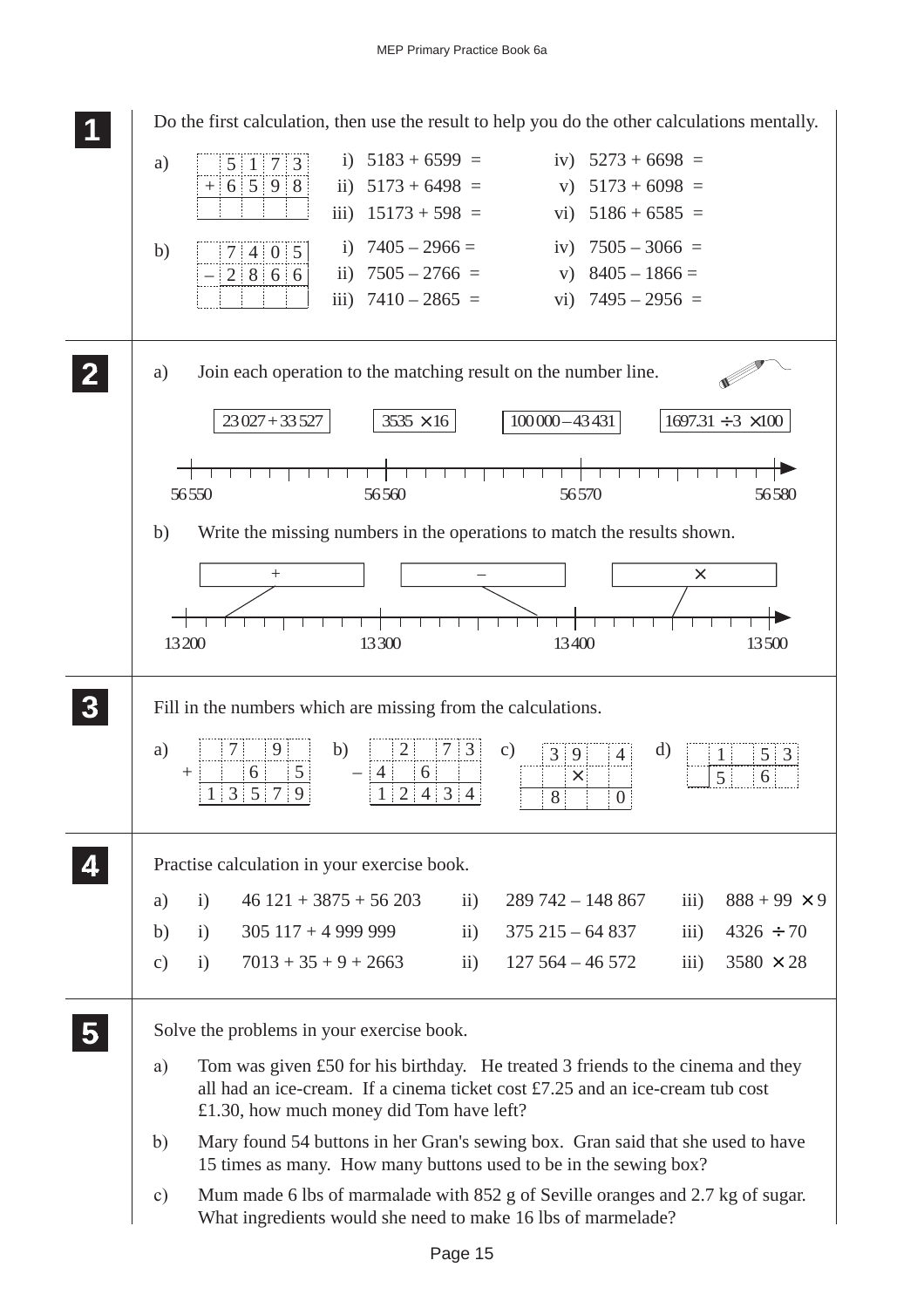## 1

Do the first calculation, then use the result to help you do the other calculations mentally.

a)

```
   5 1 7 3
 + 6 5 9 8
 ---------
```

i) $5183 + 6599 =$  
ii) $5173 + 6498 =$  
iii) $15173 + 598 =$  
iv) $5273 + 6698 =$  
v) $5173 + 6098 =$  
vi) $5186 + 6585 =$

b)

```
   7 4 0 5
 − 2 8 6 6
 ---------
```

i) $7405 - 2966 =$  
ii) $7505 - 2766 =$  
iii) $7410 - 2865 =$  
iv) $7505 - 3066 =$  
v) $8405 - 1866 =$  
vi) $7495 - 2956 =$

## 2

a) Join each operation to the matching result on the number line.

$23\,027 + 33\,527$ $\quad$ $3535 \times 16$ $\quad$ $100\,000 - 43\,431$ $\quad$ $1697.31 \div 3 \times 100$

Number line: 56 550, 56 560, 56 570, 56 580

b) Write the missing numbers in the operations to match the results shown.

$+$ $\quad$ $-$ $\quad$ $\times$

Number line: 13 200, 13 300, 13 400, 13 500

## 3

Fill in the numbers which are missing from the calculations.

a)

```
    7 _ 9 _
 +  _ 6 _ 5
 ----------
  1 3 5 7 9
```

b)

```
  _ 2 _ 7 3
 − 4 _ 6 _ _
 ----------
  1 2 4 3 4
```

c)

```
 3 9 _ 4
   ×  _
 -------
 8 _ _ 0
```

d)

```
       1 _ 5 3
  _ ) 5 _ 6 _
```

## 4

Practise calculation in your exercise book.

a) i) $46\,121 + 3875 + 56\,203$ $\quad$ ii) $289\,742 - 148\,867$ $\quad$ iii) $888 + 99 \times 9$

b) i) $305\,117 + 4\,999\,999$ $\quad$ ii) $375\,215 - 64\,837$ $\quad$ iii) $4326 \div 70$

c) i) $7013 + 35 + 9 + 2663$ $\quad$ ii) $127\,564 - 46\,572$ $\quad$ iii) $3580 \times 28$

## 5

Solve the problems in your exercise book.

a) Tom was given £50 for his birthday. He treated 3 friends to the cinema and they all had an ice-cream. If a cinema ticket cost £7.25 and an ice-cream tub cost £1.30, how much money did Tom have left?

b) Mary found 54 buttons in her Gran's sewing box. Gran said that she used to have 15 times as many. How many buttons used to be in the sewing box?

c) Mum made 6 lbs of marmalade with 852 g of Seville oranges and 2.7 kg of sugar. What ingredients would she need to make 16 lbs of marmelade?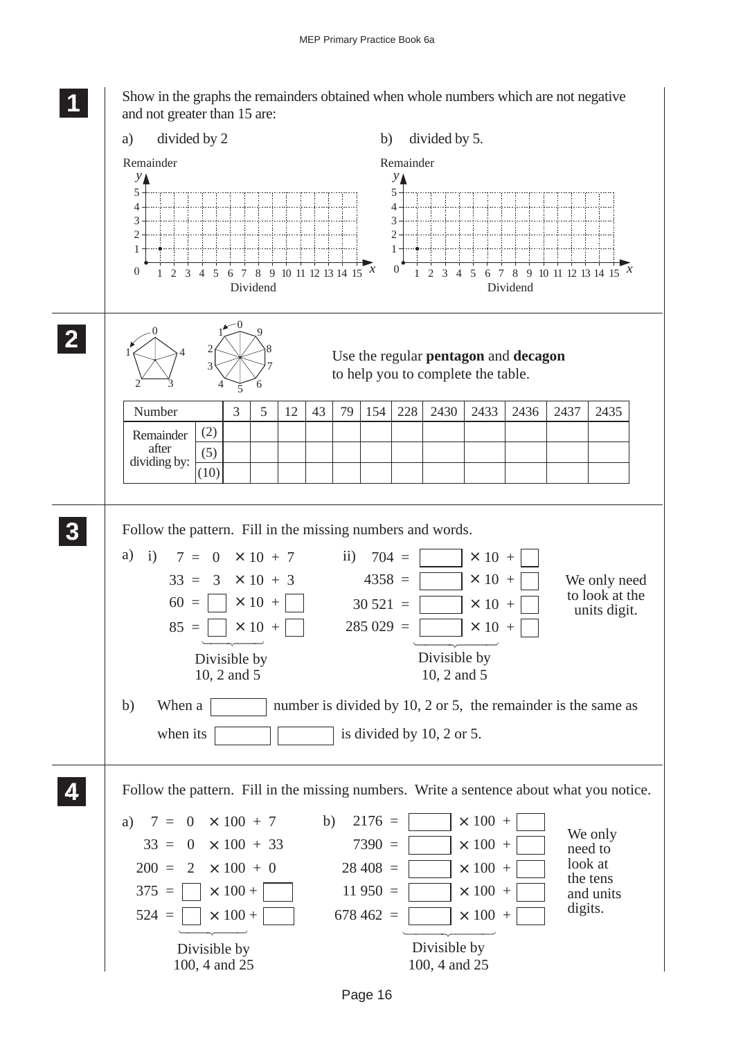**1** Show in the graphs the remainders obtained when whole numbers which are not negative and not greater than 15 are:

a) divided by 2

b) divided by 5.

Remainder ($y$) 0–5, Dividend ($x$) 0–15

**2** Use the regular **pentagon** and **decagon** to help you to complete the table.

| Number | | 3 | 5 | 12 | 43 | 79 | 154 | 228 | 2430 | 2433 | 2436 | 2437 | 2435 |
|---|---|---|---|---|---|---|---|---|---|---|---|---|---|
| Remainder after dividing by: | (2) | | | | | | | | | | | | |
| | (5) | | | | | | | | | | | | |
| | (10) | | | | | | | | | | | | |

**3** Follow the pattern. Fill in the missing numbers and words.

a) i)

7 = 0 × 10 + 7
33 = 3 × 10 + 3
60 = ☐ × 10 + ☐
85 = ☐ × 10 + ☐

Divisible by 10, 2 and 5

ii)

704 = ☐ × 10 + ☐
4358 = ☐ × 10 + ☐
30 521 = ☐ × 10 + ☐
285 029 = ☐ × 10 + ☐

Divisible by 10, 2 and 5

We only need to look at the units digit.

b) When a ☐ number is divided by 10, 2 or 5, the remainder is the same as when its ☐ ☐ is divided by 10, 2 or 5.

**4** Follow the pattern. Fill in the missing numbers. Write a sentence about what you notice.

a)

7 = 0 × 100 + 7
33 = 0 × 100 + 33
200 = 2 × 100 + 0
375 = ☐ × 100 + ☐
524 = ☐ × 100 + ☐

Divisible by 100, 4 and 25

b)

2176 = ☐ × 100 + ☐
7390 = ☐ × 100 + ☐
28 408 = ☐ × 100 + ☐
11 950 = ☐ × 100 + ☐
678 462 = ☐ × 100 + ☐

Divisible by 100, 4 and 25

We only need to look at the tens and units digits.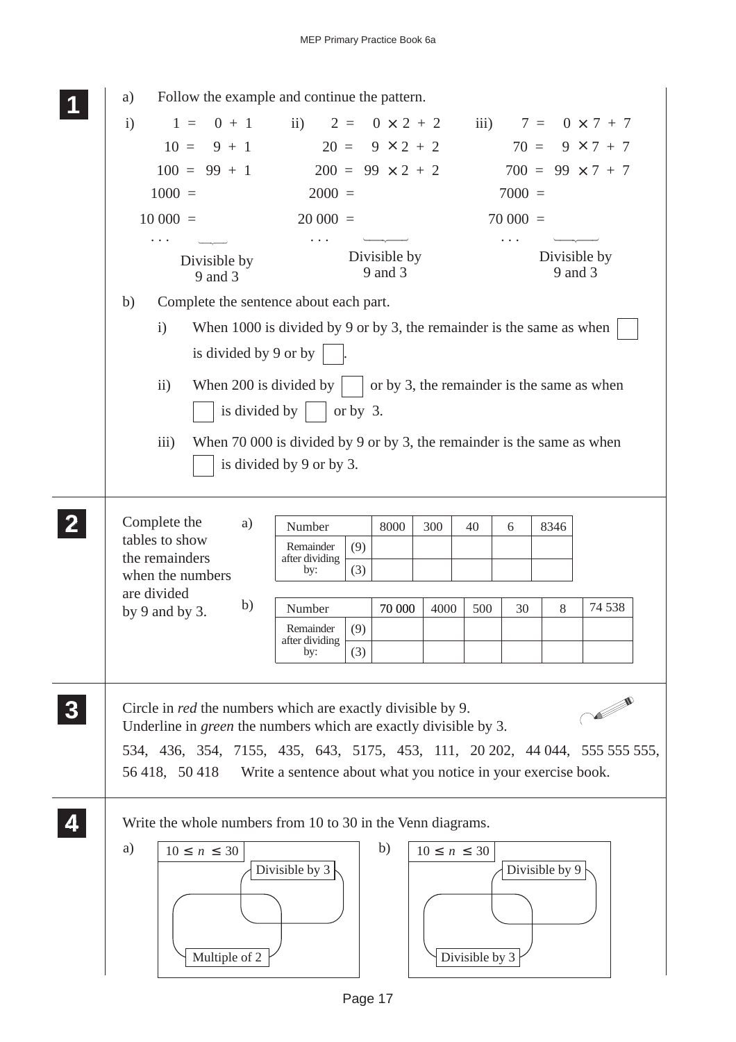## 1

a) Follow the example and continue the pattern.

i)
$1 = 0 + 1$
$10 = 9 + 1$
$100 = 99 + 1$
$1000 =$
$10\,000 =$
...
Divisible by 9 and 3

ii)
$2 = 0 \times 2 + 2$
$20 = 9 \times 2 + 2$
$200 = 99 \times 2 + 2$
$2000 =$
$20\,000 =$
...
Divisible by 9 and 3

iii)
$7 = 0 \times 7 + 7$
$70 = 9 \times 7 + 7$
$700 = 99 \times 7 + 7$
$7000 =$
$70\,000 =$
...
Divisible by 9 and 3

b) Complete the sentence about each part.

i) When 1000 is divided by 9 or by 3, the remainder is the same as when ☐ is divided by 9 or by ☐.

ii) When 200 is divided by ☐ or by 3, the remainder is the same as when ☐ is divided by ☐ or by 3.

iii) When 70 000 is divided by 9 or by 3, the remainder is the same as when ☐ is divided by 9 or by 3.

## 2

Complete the tables to show the remainders when the numbers are divided by 9 and by 3.

a)

| Number | | 8000 | 300 | 40 | 6 | 8346 |
|---|---|---|---|---|---|---|
| Remainder after dividing by: | (9) | | | | | |
| | (3) | | | | | |

b)

| Number | | 70 000 | 4000 | 500 | 30 | 8 | 74 538 |
|---|---|---|---|---|---|---|---|
| Remainder after dividing by: | (9) | | | | | | |
| | (3) | | | | | | |

## 3

Circle in *red* the numbers which are exactly divisible by 9.
Underline in *green* the numbers which are exactly divisible by 3.

534, 436, 354, 7155, 435, 643, 5175, 453, 111, 20 202, 44 044, 555 555 555, 56 418, 50 418   Write a sentence about what you notice in your exercise book.

## 4

Write the whole numbers from 10 to 30 in the Venn diagrams.

a) $10 \le n \le 30$ — Divisible by 3; Multiple of 2

b) $10 \le n \le 30$ — Divisible by 9; Divisible by 3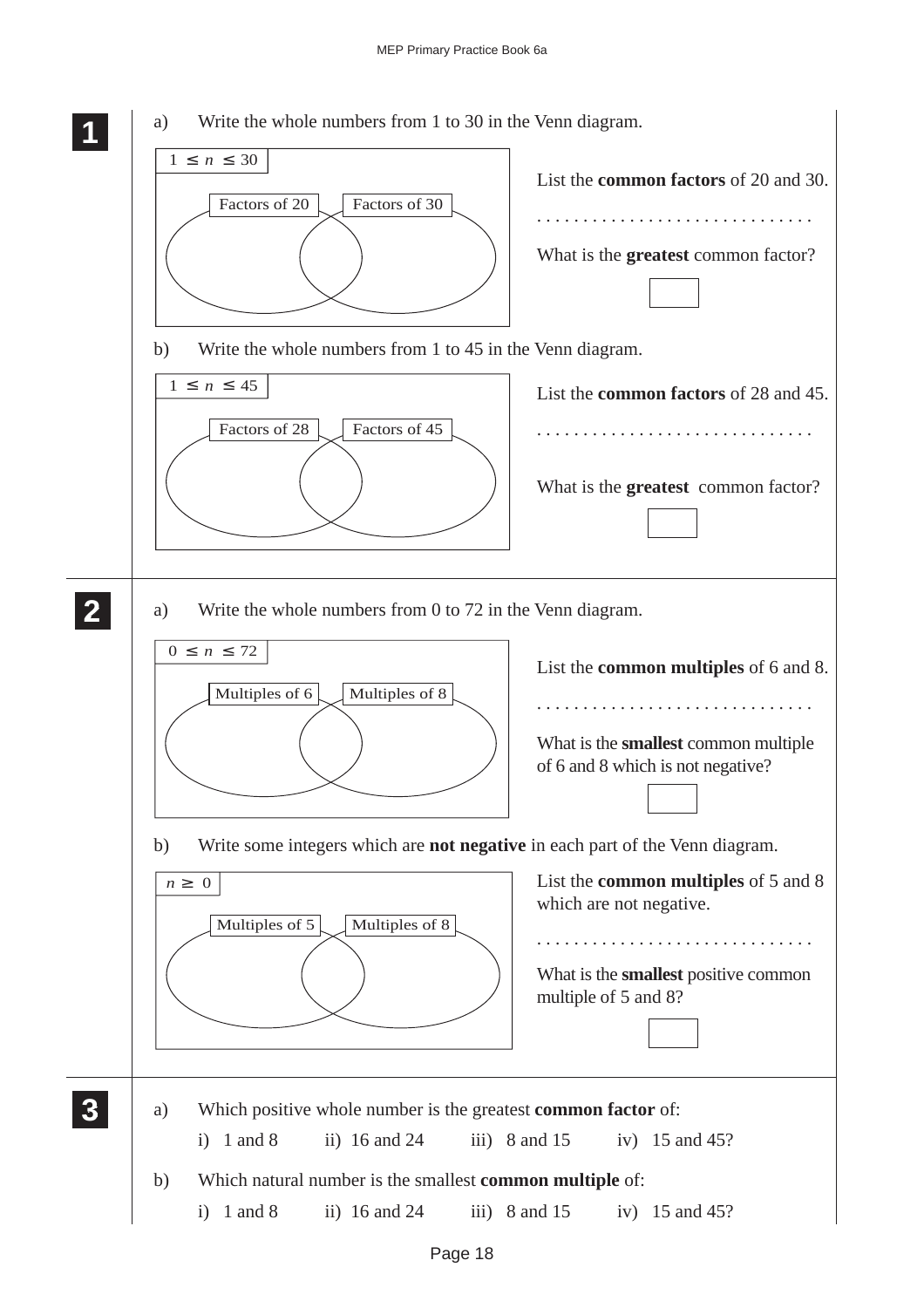**1**

a) Write the whole numbers from 1 to 30 in the Venn diagram.

$1 \le n \le 30$

Factors of 20 | Factors of 30

List the **common factors** of 20 and 30.

. . . . . . . . . . . . . . . . . . . . . . . . . . . . . .

What is the **greatest** common factor?

b) Write the whole numbers from 1 to 45 in the Venn diagram.

$1 \le n \le 45$

Factors of 28 | Factors of 45

List the **common factors** of 28 and 45.

. . . . . . . . . . . . . . . . . . . . . . . . . . . . . .

What is the **greatest** common factor?

**2**

a) Write the whole numbers from 0 to 72 in the Venn diagram.

$0 \le n \le 72$

Multiples of 6 | Multiples of 8

List the **common multiples** of 6 and 8.

. . . . . . . . . . . . . . . . . . . . . . . . . . . . . .

What is the **smallest** common multiple of 6 and 8 which is not negative?

b) Write some integers which are **not negative** in each part of the Venn diagram.

$n \ge 0$

Multiples of 5 | Multiples of 8

List the **common multiples** of 5 and 8 which are not negative.

. . . . . . . . . . . . . . . . . . . . . . . . . . . . . .

What is the **smallest** positive common multiple of 5 and 8?

**3**

a) Which positive whole number is the greatest **common factor** of:

i) 1 and 8 ii) 16 and 24 iii) 8 and 15 iv) 15 and 45?

b) Which natural number is the smallest **common multiple** of:

i) 1 and 8 ii) 16 and 24 iii) 8 and 15 iv) 15 and 45?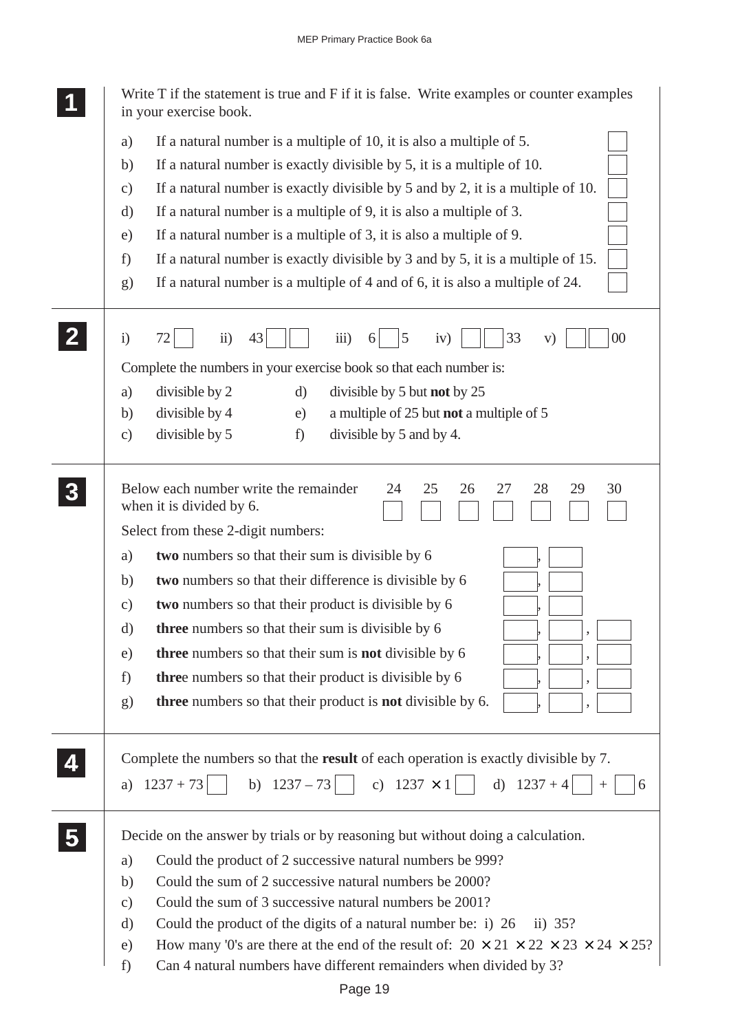**1**

Write T if the statement is true and F if it is false. Write examples or counter examples in your exercise book.

a) If a natural number is a multiple of 10, it is also a multiple of 5. ☐

b) If a natural number is exactly divisible by 5, it is a multiple of 10. ☐

c) If a natural number is exactly divisible by 5 and by 2, it is a multiple of 10. ☐

d) If a natural number is a multiple of 9, it is also a multiple of 3. ☐

e) If a natural number is a multiple of 3, it is also a multiple of 9. ☐

f) If a natural number is exactly divisible by 3 and by 5, it is a multiple of 15. ☐

g) If a natural number is a multiple of 4 and of 6, it is also a multiple of 24. ☐

**2**

i) 72☐  ii) 43☐☐  iii) 6☐5  iv) ☐☐33  v) ☐☐00

Complete the numbers in your exercise book so that each number is:

a) divisible by 2
b) divisible by 4
c) divisible by 5
d) divisible by 5 but **not** by 25
e) a multiple of 25 but **not** a multiple of 5
f) divisible by 5 and by 4.

**3**

Below each number write the remainder when it is divided by 6.

| 24 | 25 | 26 | 27 | 28 | 29 | 30 |
|---|---|---|---|---|---|---|
| ☐ | ☐ | ☐ | ☐ | ☐ | ☐ | ☐ |

Select from these 2-digit numbers:

a) **two** numbers so that their sum is divisible by 6 ☐, ☐

b) **two** numbers so that their difference is divisible by 6 ☐, ☐

c) **two** numbers so that their product is divisible by 6 ☐, ☐

d) **three** numbers so that their sum is divisible by 6 ☐, ☐, ☐

e) **three** numbers so that their sum is **not** divisible by 6 ☐, ☐, ☐

f) **thre**e numbers so that their product is divisible by 6 ☐, ☐, ☐

g) **three** numbers so that their product is **not** divisible by 6. ☐, ☐, ☐

**4**

Complete the numbers so that the **result** of each operation is exactly divisible by 7.

a) 1237 + 73☐  b) 1237 – 73☐  c) 1237 × 1☐  d) 1237 + 4☐ + ☐6

**5**

Decide on the answer by trials or by reasoning but without doing a calculation.

a) Could the product of 2 successive natural numbers be 999?

b) Could the sum of 2 successive natural numbers be 2000?

c) Could the sum of 3 successive natural numbers be 2001?

d) Could the product of the digits of a natural number be: i) 26  ii) 35?

e) How many '0's are there at the end of the result of: $20 \times 21 \times 22 \times 23 \times 24 \times 25$?

f) Can 4 natural numbers have different remainders when divided by 3?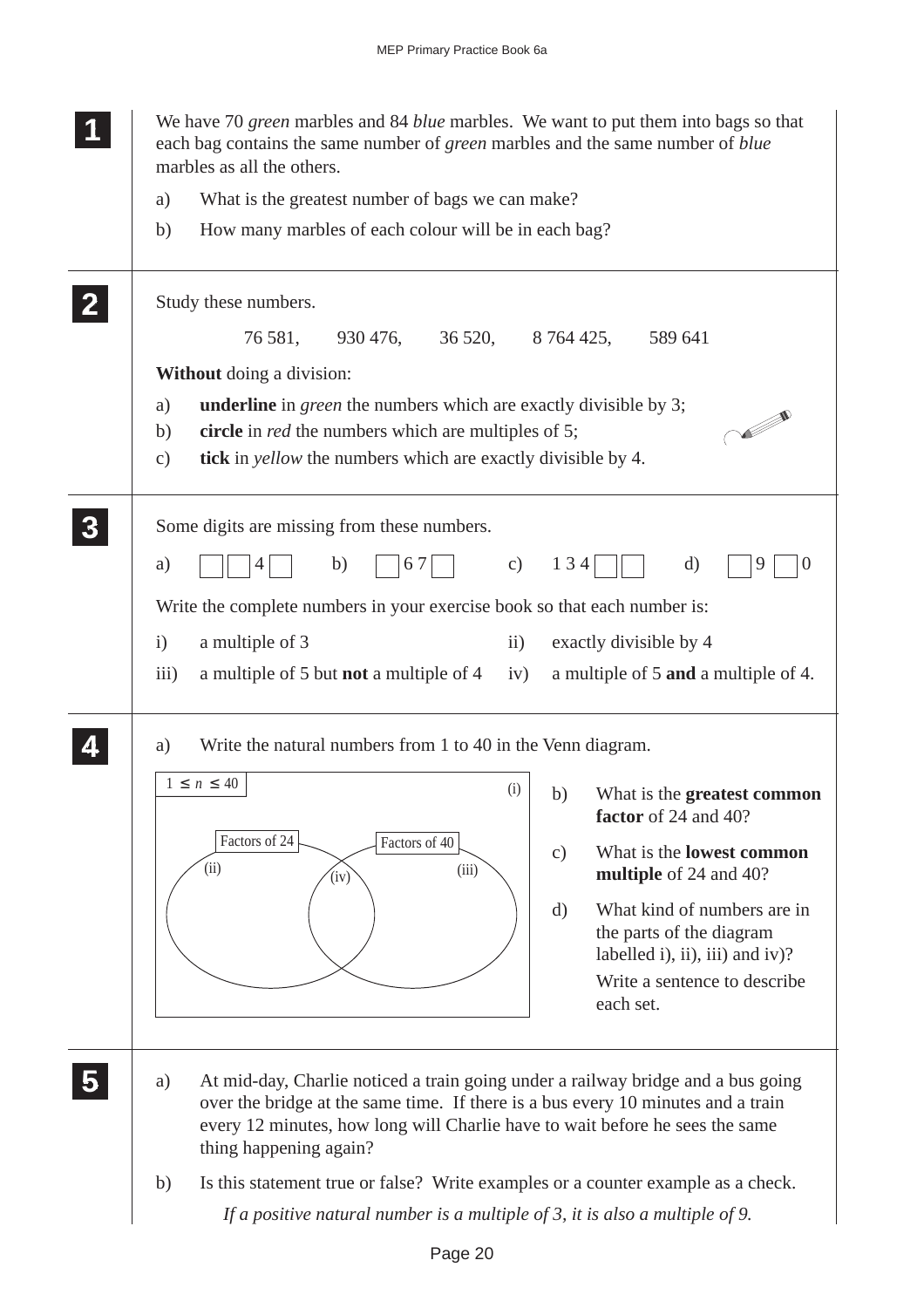**1**

We have 70 *green* marbles and 84 *blue* marbles. We want to put them into bags so that each bag contains the same number of *green* marbles and the same number of *blue* marbles as all the others.

a) What is the greatest number of bags we can make?

b) How many marbles of each colour will be in each bag?

**2**

Study these numbers.

76 581, 930 476, 36 520, 8 764 425, 589 641

**Without** doing a division:

a) **underline** in *green* the numbers which are exactly divisible by 3;

b) **circle** in *red* the numbers which are multiples of 5;

c) **tick** in *yellow* the numbers which are exactly divisible by 4.

**3**

Some digits are missing from these numbers.

a) ☐☐4☐ b) ☐67☐ c) 134☐☐ d) ☐9☐0

Write the complete numbers in your exercise book so that each number is:

i) a multiple of 3

ii) exactly divisible by 4

iii) a multiple of 5 but **not** a multiple of 4

iv) a multiple of 5 **and** a multiple of 4.

**4**

a) Write the natural numbers from 1 to 40 in the Venn diagram.

$1 \leq n \leq 40$ (i)

Factors of 24 (ii) (iv) Factors of 40 (iii)

b) What is the **greatest common factor** of 24 and 40?

c) What is the **lowest common multiple** of 24 and 40?

d) What kind of numbers are in the parts of the diagram labelled i), ii), iii) and iv)? Write a sentence to describe each set.

**5**

a) At mid-day, Charlie noticed a train going under a railway bridge and a bus going over the bridge at the same time. If there is a bus every 10 minutes and a train every 12 minutes, how long will Charlie have to wait before he sees the same thing happening again?

b) Is this statement true or false? Write examples or a counter example as a check.

*If a positive natural number is a multiple of 3, it is also a multiple of 9.*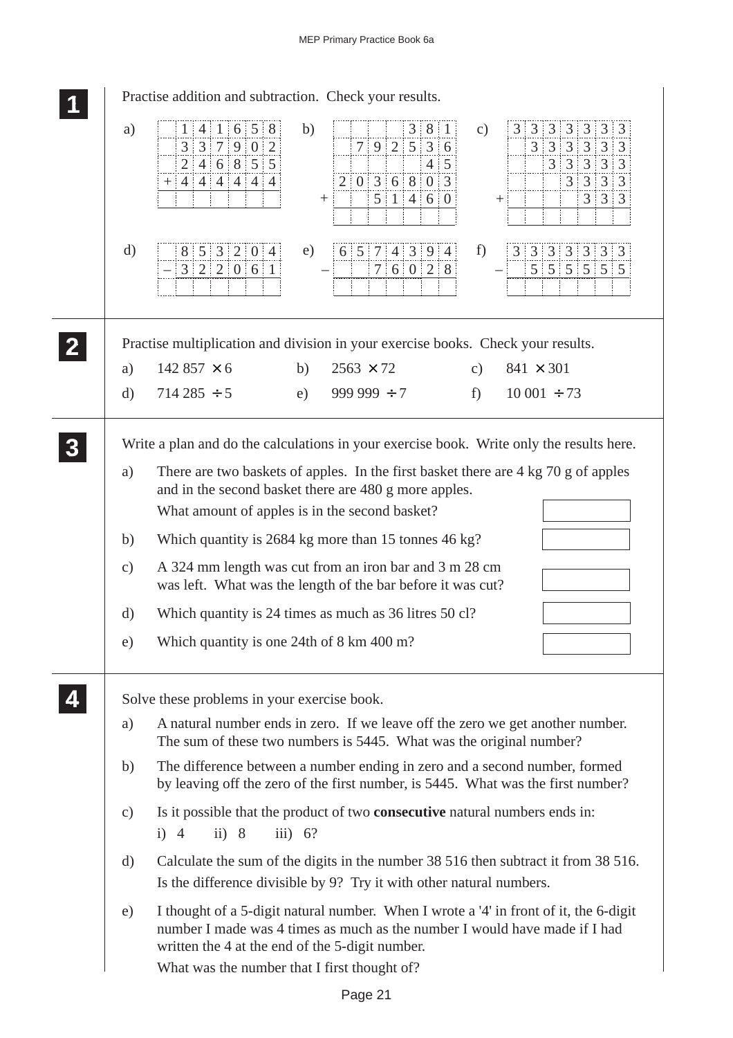**1** Practise addition and subtraction. Check your results.

a)
```
   1 4 1 6 5 8
   3 3 7 9 0 2
   2 4 6 8 5 5
 + 4 4 4 4 4 4
 _____________
```

b)
```
           3 8 1
   7 9 2 5 3 6
             4 5
 2 0 3 6 8 0 3
 +     5 1 4 6 0
 _______________
```

c)
```
 3 3 3 3 3 3 3
   3 3 3 3 3 3
     3 3 3 3 3
       3 3 3 3
 +       3 3 3
 _____________
```

d)
```
   8 5 3 2 0 4
 − 3 2 2 0 6 1
 _____________
```

e)
```
 6 5 7 4 3 9 4
 −     7 6 0 2 8
 _______________
```

f)
```
 3 3 3 3 3 3 3
 −   5 5 5 5 5 5
 _______________
```

**2** Practise multiplication and division in your exercise books. Check your results.

a) $142\,857 \times 6$ b) $2563 \times 72$ c) $841 \times 301$

d) $714\,285 \div 5$ e) $999\,999 \div 7$ f) $10\,001 \div 73$

**3** Write a plan and do the calculations in your exercise book. Write only the results here.

a) There are two baskets of apples. In the first basket there are 4 kg 70 g of apples and in the second basket there are 480 g more apples.
What amount of apples is in the second basket? ☐

b) Which quantity is 2684 kg more than 15 tonnes 46 kg? ☐

c) A 324 mm length was cut from an iron bar and 3 m 28 cm was left. What was the length of the bar before it was cut? ☐

d) Which quantity is 24 times as much as 36 litres 50 cl? ☐

e) Which quantity is one 24th of 8 km 400 m? ☐

**4** Solve these problems in your exercise book.

a) A natural number ends in zero. If we leave off the zero we get another number. The sum of these two numbers is 5445. What was the original number?

b) The difference between a number ending in zero and a second number, formed by leaving off the zero of the first number, is 5445. What was the first number?

c) Is it possible that the product of two **consecutive** natural numbers ends in:
i) 4 ii) 8 iii) 6?

d) Calculate the sum of the digits in the number 38 516 then subtract it from 38 516.
Is the difference divisible by 9? Try it with other natural numbers.

e) I thought of a 5-digit natural number. When I wrote a '4' in front of it, the 6-digit number I made was 4 times as much as the number I would have made if I had written the 4 at the end of the 5-digit number.
What was the number that I first thought of?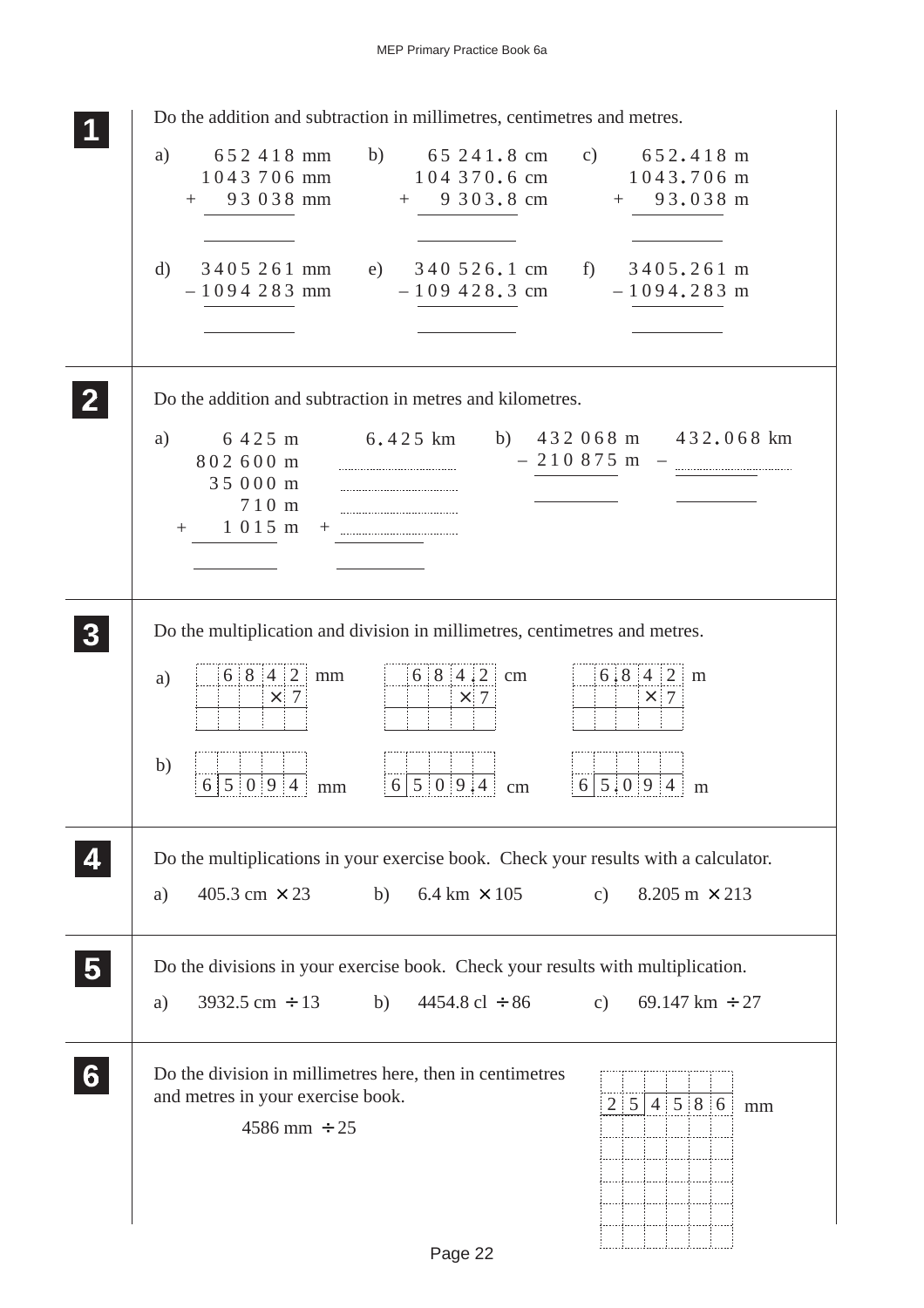**1** Do the addition and subtraction in millimetres, centimetres and metres.

a)
```
    652 418 mm
  1 043 706 mm
+    93 038 mm
  ___________
```

b)
```
    65 241.8 cm
   104 370.6 cm
+    9 303.8 cm
  ____________
```

c)
```
    652.418 m
  1 043.706 m
+    93.038 m
  __________
```

d)
```
  3 405 261 mm
– 1 094 283 mm
  ___________
```

e)
```
  340 526.1 cm
– 109 428.3 cm
  ___________
```

f)
```
  3 405.261 m
– 1 094.283 m
  __________
```

**2** Do the addition and subtraction in metres and kilometres.

a)
```
      6 425 m        6.425 km
    802 600 m      ..........
     35 000 m      ..........
        710 m      ..........
+     1 015 m    + ..........
  __________       __________
```

b)
```
  432 068 m      432.068 km
– 210 875 m    – ..........
  _________      __________
```

**3** Do the multiplication and division in millimetres, centimetres and metres.

a) $6842 \text{ mm} \times 7$ $\qquad$ $684.2 \text{ cm} \times 7$ $\qquad$ $6.842 \text{ m} \times 7$

b) $5094 \text{ mm} \div 6$ $\qquad$ $509.4 \text{ cm} \div 6$ $\qquad$ $5.094 \text{ m} \div 6$

**4** Do the multiplications in your exercise book. Check your results with a calculator.

a) $405.3 \text{ cm} \times 23$ $\qquad$ b) $6.4 \text{ km} \times 105$ $\qquad$ c) $8.205 \text{ m} \times 213$

**5** Do the divisions in your exercise book. Check your results with multiplication.

a) $3932.5 \text{ cm} \div 13$ $\qquad$ b) $4454.8 \text{ cl} \div 86$ $\qquad$ c) $69.147 \text{ km} \div 27$

**6** Do the division in millimetres here, then in centimetres and metres in your exercise book.

$4586 \text{ mm} \div 25$

$25 \overline{)4586}$ mm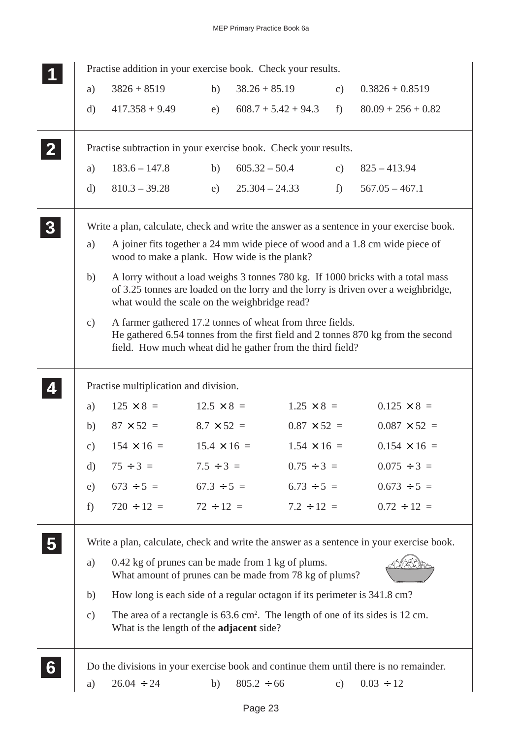**1**

Practise addition in your exercise book. Check your results.

a) 3826 + 8519 b) 38.26 + 85.19 c) 0.3826 + 0.8519

d) 417.358 + 9.49 e) 608.7 + 5.42 + 94.3 f) 80.09 + 256 + 0.82

**2**

Practise subtraction in your exercise book. Check your results.

a) 183.6 – 147.8 b) 605.32 – 50.4 c) 825 – 413.94

d) 810.3 – 39.28 e) 25.304 – 24.33 f) 567.05 – 467.1

**3**

Write a plan, calculate, check and write the answer as a sentence in your exercise book.

a) A joiner fits together a 24 mm wide piece of wood and a 1.8 cm wide piece of wood to make a plank. How wide is the plank?

b) A lorry without a load weighs 3 tonnes 780 kg. If 1000 bricks with a total mass of 3.25 tonnes are loaded on the lorry and the lorry is driven over a weighbridge, what would the scale on the weighbridge read?

c) A farmer gathered 17.2 tonnes of wheat from three fields. He gathered 6.54 tonnes from the first field and 2 tonnes 870 kg from the second field. How much wheat did he gather from the third field?

**4**

Practise multiplication and division.

a) $125 \times 8 =$ $12.5 \times 8 =$ $1.25 \times 8 =$ $0.125 \times 8 =$

b) $87 \times 52 =$ $8.7 \times 52 =$ $0.87 \times 52 =$ $0.087 \times 52 =$

c) $154 \times 16 =$ $15.4 \times 16 =$ $1.54 \times 16 =$ $0.154 \times 16 =$

d) $75 \div 3 =$ $7.5 \div 3 =$ $0.75 \div 3 =$ $0.075 \div 3 =$

e) $673 \div 5 =$ $67.3 \div 5 =$ $6.73 \div 5 =$ $0.673 \div 5 =$

f) $720 \div 12 =$ $72 \div 12 =$ $7.2 \div 12 =$ $0.72 \div 12 =$

**5**

Write a plan, calculate, check and write the answer as a sentence in your exercise book.

a) 0.42 kg of prunes can be made from 1 kg of plums. What amount of prunes can be made from 78 kg of plums?

b) How long is each side of a regular octagon if its perimeter is 341.8 cm?

c) The area of a rectangle is 63.6 $cm^2$. The length of one of its sides is 12 cm. What is the length of the **adjacent** side?

**6**

Do the divisions in your exercise book and continue them until there is no remainder.

a) $26.04 \div 24$ b) $805.2 \div 66$ c) $0.03 \div 12$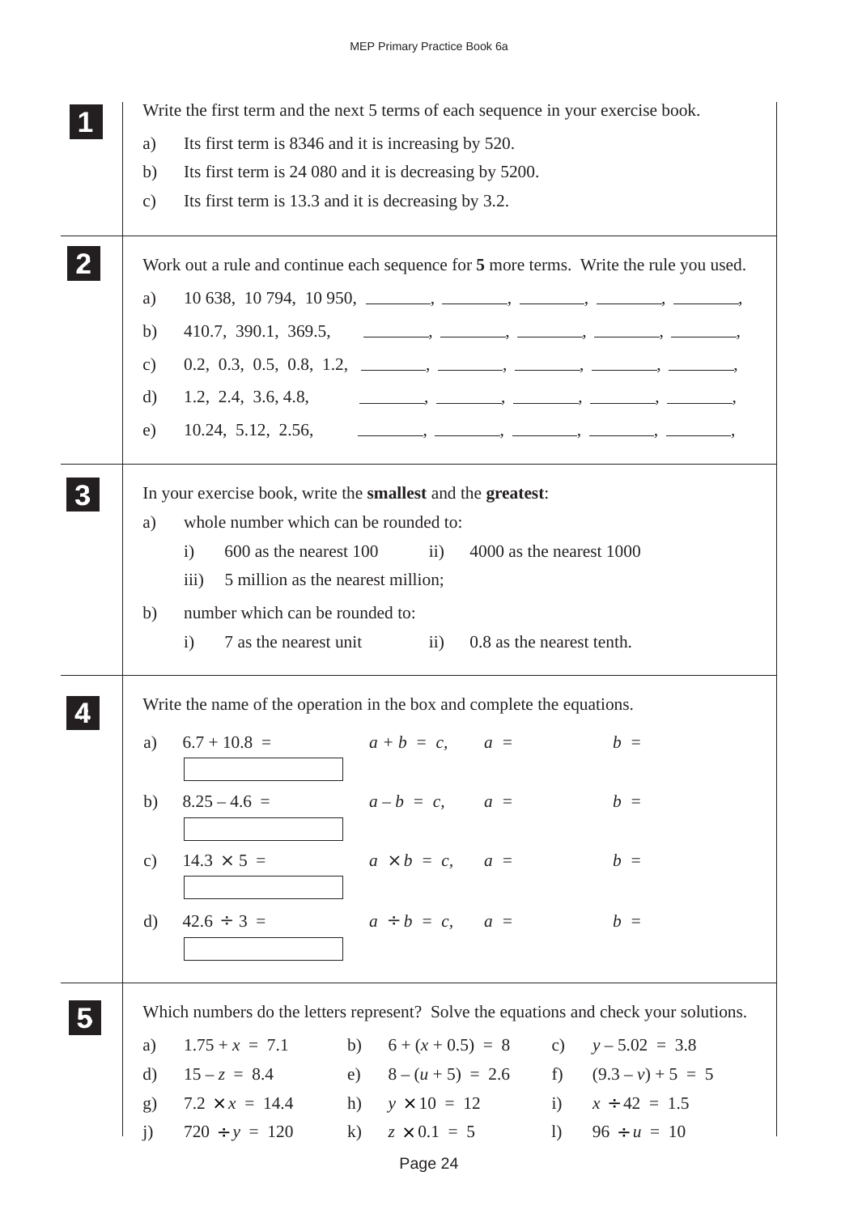**1**

Write the first term and the next 5 terms of each sequence in your exercise book.

a) Its first term is 8346 and it is increasing by 520.

b) Its first term is 24 080 and it is decreasing by 5200.

c) Its first term is 13.3 and it is decreasing by 3.2.

**2**

Work out a rule and continue each sequence for **5** more terms. Write the rule you used.

a) 10 638, 10 794, 10 950, ________, ________, ________, ________, ________,

b) 410.7, 390.1, 369.5, ________, ________, ________, ________, ________,

c) 0.2, 0.3, 0.5, 0.8, 1.2, ________, ________, ________, ________, ________,

d) 1.2, 2.4, 3.6, 4.8, ________, ________, ________, ________, ________,

e) 10.24, 5.12, 2.56, ________, ________, ________, ________, ________,

**3**

In your exercise book, write the **smallest** and the **greatest**:

a) whole number which can be rounded to:

i) 600 as the nearest 100  ii) 4000 as the nearest 1000

iii) 5 million as the nearest million;

b) number which can be rounded to:

i) 7 as the nearest unit  ii) 0.8 as the nearest tenth.

**4**

Write the name of the operation in the box and complete the equations.

a) $6.7 + 10.8 =$  $a + b = c$,  $a =$  $b =$

[ ]

b) $8.25 - 4.6 =$  $a - b = c$,  $a =$  $b =$

[ ]

c) $14.3 \times 5 =$  $a \times b = c$,  $a =$  $b =$

[ ]

d) $42.6 \div 3 =$  $a \div b = c$,  $a =$  $b =$

[ ]

**5**

Which numbers do the letters represent? Solve the equations and check your solutions.

a) $1.75 + x = 7.1$  b) $6 + (x + 0.5) = 8$  c) $y - 5.02 = 3.8$

d) $15 - z = 8.4$  e) $8 - (u + 5) = 2.6$  f) $(9.3 - v) + 5 = 5$

g) $7.2 \times x = 14.4$  h) $y \times 10 = 12$  i) $x \div 42 = 1.5$

j) $720 \div y = 120$  k) $z \times 0.1 = 5$  l) $96 \div u = 10$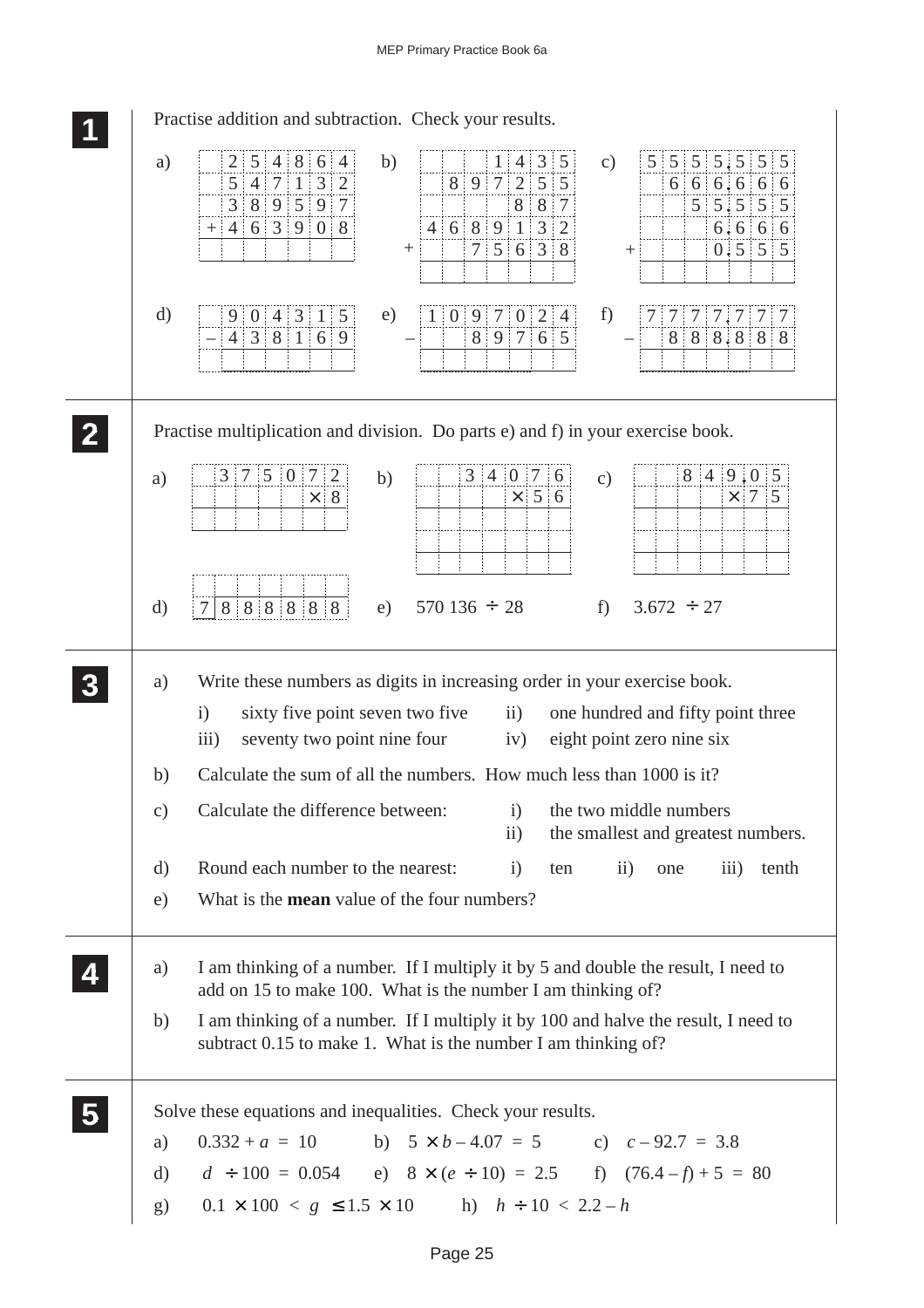## 1

Practise addition and subtraction. Check your results.

a)
```
   2 5 4 8 6 4
   5 4 7 1 3 2
   3 8 9 5 9 7
 + 4 6 3 9 0 8
```

b)
```
          1 4 3 5
    8 9 7 2 5 5
          8 8 7
  4 6 8 9 1 3 2
+     7 5 6 3 8
```

c)
```
  5 5 5 5.5 5 5
    6 6 6.6 6 6
      5 5.5 5 5
        6.6 6 6
+       0.5 5 5
```

d)
```
   9 0 4 3 1 5
 – 4 3 8 1 6 9
```

e)
```
  1 0 9 7 0 2 4
–     8 9 7 6 5
```

f)
```
  7 7 7 7.7 7 7
–   8 8 8.8 8 8
```

## 2

Practise multiplication and division. Do parts e) and f) in your exercise book.

a)
```
  3 7 5 0 7 2
          × 8
```

b)
```
  3 4 0 7 6
      × 5 6
```

c)
```
  8 4 9.0 5
      × 7 5
```

d) $7 \overline{)8888888}$

e) $570\,136 \div 28$

f) $3.672 \div 27$

## 3

a) Write these numbers as digits in increasing order in your exercise book.

- i) sixty five point seven two five
- ii) one hundred and fifty point three
- iii) seventy two point nine four
- iv) eight point zero nine six

b) Calculate the sum of all the numbers. How much less than 1000 is it?

c) Calculate the difference between:
- i) the two middle numbers
- ii) the smallest and greatest numbers.

d) Round each number to the nearest: i) ten ii) one iii) tenth

e) What is the **mean** value of the four numbers?

## 4

a) I am thinking of a number. If I multiply it by 5 and double the result, I need to add on 15 to make 100. What is the number I am thinking of?

b) I am thinking of a number. If I multiply it by 100 and halve the result, I need to subtract 0.15 to make 1. What is the number I am thinking of?

## 5

Solve these equations and inequalities. Check your results.

a) $0.332 + a = 10$ b) $5 \times b - 4.07 = 5$ c) $c - 92.7 = 3.8$

d) $d \div 100 = 0.054$ e) $8 \times (e \div 10) = 2.5$ f) $(76.4 - f) + 5 = 80$

g) $0.1 \times 100 < g \leq 1.5 \times 10$ h) $h \div 10 < 2.2 - h$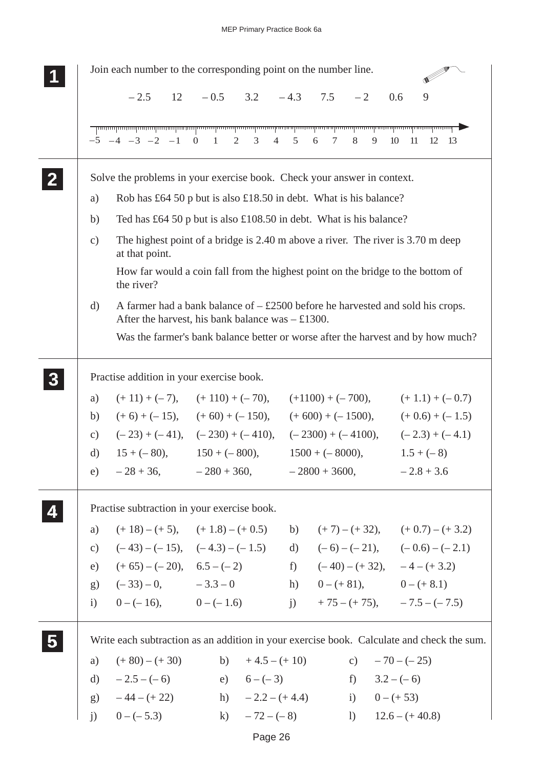**1** Join each number to the corresponding point on the number line.

– 2.5 &nbsp;&nbsp; 12 &nbsp;&nbsp; – 0.5 &nbsp;&nbsp; 3.2 &nbsp;&nbsp; – 4.3 &nbsp;&nbsp; 7.5 &nbsp;&nbsp; – 2 &nbsp;&nbsp; 0.6 &nbsp;&nbsp; 9

–5 &nbsp; –4 &nbsp; –3 &nbsp; –2 &nbsp; –1 &nbsp; 0 &nbsp; 1 &nbsp; 2 &nbsp; 3 &nbsp; 4 &nbsp; 5 &nbsp; 6 &nbsp; 7 &nbsp; 8 &nbsp; 9 &nbsp; 10 &nbsp; 11 &nbsp; 12 &nbsp; 13

**2** Solve the problems in your exercise book. Check your answer in context.

a) Rob has £64 50 p but is also £18.50 in debt. What is his balance?

b) Ted has £64 50 p but is also £108.50 in debt. What is his balance?

c) The highest point of a bridge is 2.40 m above a river. The river is 3.70 m deep at that point.

How far would a coin fall from the highest point on the bridge to the bottom of the river?

d) A farmer had a bank balance of – £2500 before he harvested and sold his crops. After the harvest, his bank balance was – £1300.

Was the farmer's bank balance better or worse after the harvest and by how much?

**3** Practise addition in your exercise book.

| | | | | |
|---|---|---|---|---|
| a) | (+ 11) + (– 7), | (+ 110) + (– 70), | (+1100) + (– 700), | (+ 1.1) + (– 0.7) |
| b) | (+ 6) + (– 15), | (+ 60) + (– 150), | (+ 600) + (– 1500), | (+ 0.6) + (– 1.5) |
| c) | (– 23) + (– 41), | (– 230) + (– 410), | (– 2300) + (– 4100), | (– 2.3) + (– 4.1) |
| d) | 15 + (– 80), | 150 + (– 800), | 1500 + (– 8000), | 1.5 + (– 8) |
| e) | – 28 + 36, | – 280 + 360, | – 2800 + 3600, | – 2.8 + 3.6 |

**4** Practise subtraction in your exercise book.

| | | | | | |
|---|---|---|---|---|---|
| a) | (+ 18) – (+ 5), | (+ 1.8) – (+ 0.5) | b) | (+ 7) – (+ 32), | (+ 0.7) – (+ 3.2) |
| c) | (– 43) – (– 15), | (– 4.3) – (– 1.5) | d) | (– 6) – (– 21), | (– 0.6) – (– 2.1) |
| e) | (+ 65) – (– 20), | 6.5 – (– 2) | f) | (– 40) – (+ 32), | – 4 – (+ 3.2) |
| g) | (– 33) – 0, | – 3.3 – 0 | h) | 0 – (+ 81), | 0 – (+ 8.1) |
| i) | 0 – (– 16), | 0 – (– 1.6) | j) | + 75 – (+ 75), | – 7.5 – (– 7.5) |

**5** Write each subtraction as an addition in your exercise book. Calculate and check the sum.

| | | | | | |
|---|---|---|---|---|---|
| a) | (+ 80) – (+ 30) | b) | + 4.5 – (+ 10) | c) | – 70 – (– 25) |
| d) | – 2.5 – (– 6) | e) | 6 – (– 3) | f) | 3.2 – (– 6) |
| g) | – 44 – (+ 22) | h) | – 2.2 – (+ 4.4) | i) | 0 – (+ 53) |
| j) | 0 – (– 5.3) | k) | – 72 – (– 8) | l) | 12.6 – (+ 40.8) |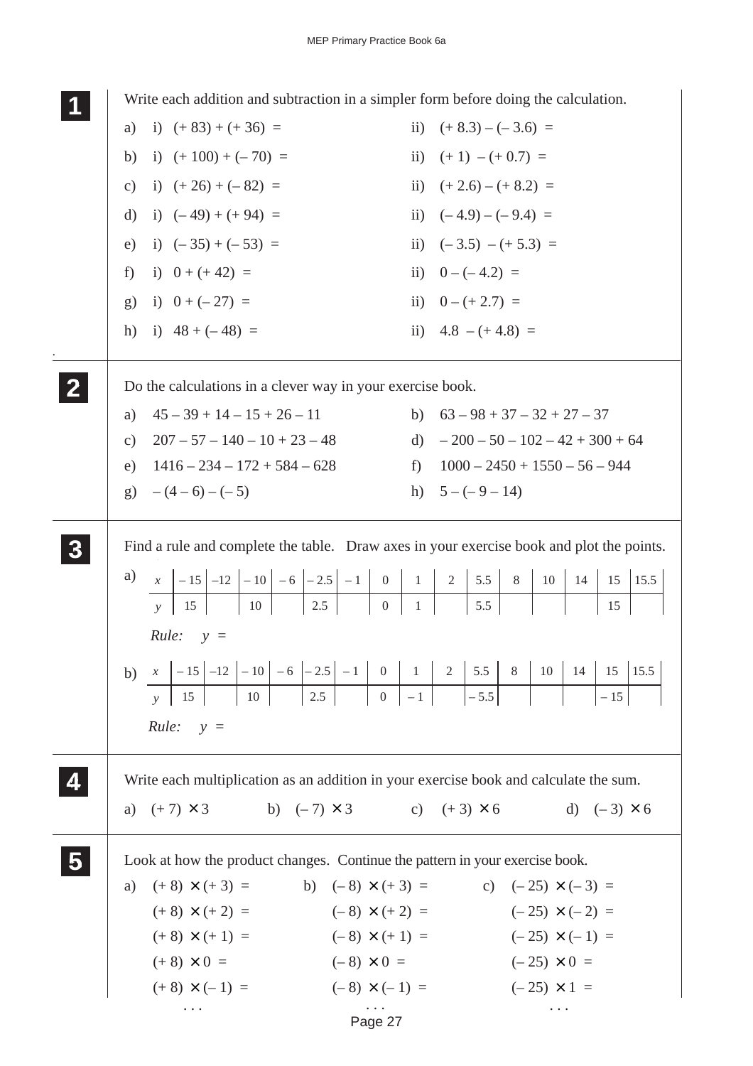## 1

Write each addition and subtraction in a simpler form before doing the calculation.

a) i) $(+83) + (+36) =$ ii) $(+8.3) - (-3.6) =$

b) i) $(+100) + (-70) =$ ii) $(+1) - (+0.7) =$

c) i) $(+26) + (-82) =$ ii) $(+2.6) - (+8.2) =$

d) i) $(-49) + (+94) =$ ii) $(-4.9) - (-9.4) =$

e) i) $(-35) + (-53) =$ ii) $(-3.5) - (+5.3) =$

f) i) $0 + (+42) =$ ii) $0 - (-4.2) =$

g) i) $0 + (-27) =$ ii) $0 - (+2.7) =$

h) i) $48 + (-48) =$ ii) $4.8 - (+4.8) =$

## 2

Do the calculations in a clever way in your exercise book.

a) $45 - 39 + 14 - 15 + 26 - 11$

b) $63 - 98 + 37 - 32 + 27 - 37$

c) $207 - 57 - 140 - 10 + 23 - 48$

d) $-200 - 50 - 102 - 42 + 300 + 64$

e) $1416 - 234 - 172 + 584 - 628$

f) $1000 - 2450 + 1550 - 56 - 944$

g) $-(4 - 6) - (-5)$

h) $5 - (-9 - 14)$

## 3

Find a rule and complete the table. Draw axes in your exercise book and plot the points.

a)

| $x$ | –15 | –12 | –10 | –6 | –2.5 | –1 | 0 | 1 | 2 | 5.5 | 8 | 10 | 14 | 15 | 15.5 |
|---|---|---|---|---|---|---|---|---|---|---|---|---|---|---|---|
| $y$ | 15 | | 10 | | 2.5 | | 0 | 1 | | 5.5 | | | | 15 | |

*Rule:* $y =$

b)

| $x$ | –15 | –12 | –10 | –6 | –2.5 | –1 | 0 | 1 | 2 | 5.5 | 8 | 10 | 14 | 15 | 15.5 |
|---|---|---|---|---|---|---|---|---|---|---|---|---|---|---|---|
| $y$ | 15 | | 10 | | 2.5 | | 0 | –1 | | –5.5 | | | | –15 | |

*Rule:* $y =$

## 4

Write each multiplication as an addition in your exercise book and calculate the sum.

a) $(+7) \times 3$ b) $(-7) \times 3$ c) $(+3) \times 6$ d) $(-3) \times 6$

## 5

Look at how the product changes. Continue the pattern in your exercise book.

a)
$(+8) \times (+3) =$
$(+8) \times (+2) =$
$(+8) \times (+1) =$
$(+8) \times 0 =$
$(+8) \times (-1) =$
...

b)
$(-8) \times (+3) =$
$(-8) \times (+2) =$
$(-8) \times (+1) =$
$(-8) \times 0 =$
$(-8) \times (-1) =$
...

c)
$(-25) \times (-3) =$
$(-25) \times (-2) =$
$(-25) \times (-1) =$
$(-25) \times 0 =$
$(-25) \times 1 =$
...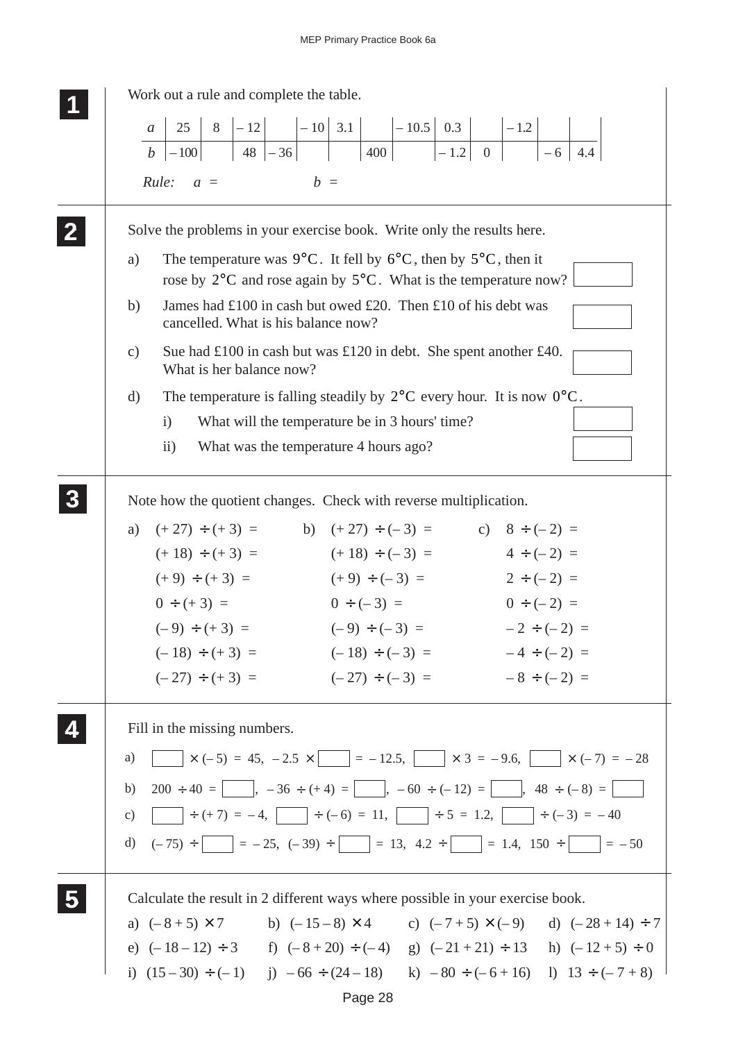## 1

Work out a rule and complete the table.

| $a$ | 25 | 8 | – 12 | | – 10 | 3.1 | | – 10.5 | 0.3 | | – 1.2 | | |
|---|---|---|---|---|---|---|---|---|---|---|---|---|---|
| $b$ | – 100 | | 48 | – 36 | | | 400 | | – 1.2 | 0 | | – 6 | 4.4 |

*Rule:* $a$ = $b$ =

## 2

Solve the problems in your exercise book. Write only the results here.

a) The temperature was 9°C. It fell by 6°C, then by 5°C, then it rose by 2°C and rose again by 5°C. What is the temperature now?

b) James had £100 in cash but owed £20. Then £10 of his debt was cancelled. What is his balance now?

c) Sue had £100 in cash but was £120 in debt. She spent another £40. What is her balance now?

d) The temperature is falling steadily by 2°C every hour. It is now 0°C.

  i) What will the temperature be in 3 hours' time?

  ii) What was the temperature 4 hours ago?

## 3

Note how the quotient changes. Check with reverse multiplication.

a)
$(+27) \div (+3) =$
$(+18) \div (+3) =$
$(+9) \div (+3) =$
$0 \div (+3) =$
$(-9) \div (+3) =$
$(-18) \div (+3) =$
$(-27) \div (+3) =$

b)
$(+27) \div (-3) =$
$(+18) \div (-3) =$
$(+9) \div (-3) =$
$0 \div (-3) =$
$(-9) \div (-3) =$
$(-18) \div (-3) =$
$(-27) \div (-3) =$

c)
$8 \div (-2) =$
$4 \div (-2) =$
$2 \div (-2) =$
$0 \div (-2) =$
$-2 \div (-2) =$
$-4 \div (-2) =$
$-8 \div (-2) =$

## 4

Fill in the missing numbers.

a) $\square \times (-5) = 45$, $-2.5 \times \square = -12.5$, $\square \times 3 = -9.6$, $\square \times (-7) = -28$

b) $200 \div 40 = \square$, $-36 \div (+4) = \square$, $-60 \div (-12) = \square$, $48 \div (-8) = \square$

c) $\square \div (+7) = -4$, $\square \div (-6) = 11$, $\square \div 5 = 1.2$, $\square \div (-3) = -40$

d) $(-75) \div \square = -25$, $(-39) \div \square = 13$, $4.2 \div \square = 1.4$, $150 \div \square = -50$

## 5

Calculate the result in 2 different ways where possible in your exercise book.

a) $(-8 + 5) \times 7$

b) $(-15 - 8) \times 4$

c) $(-7 + 5) \times (-9)$

d) $(-28 + 14) \div 7$

e) $(-18 - 12) \div 3$

f) $(-8 + 20) \div (-4)$

g) $(-21 + 21) \div 13$

h) $(-12 + 5) \div 0$

i) $(15 - 30) \div (-1)$

j) $-66 \div (24 - 18)$

k) $-80 \div (-6 + 16)$

l) $13 \div (-7 + 8)$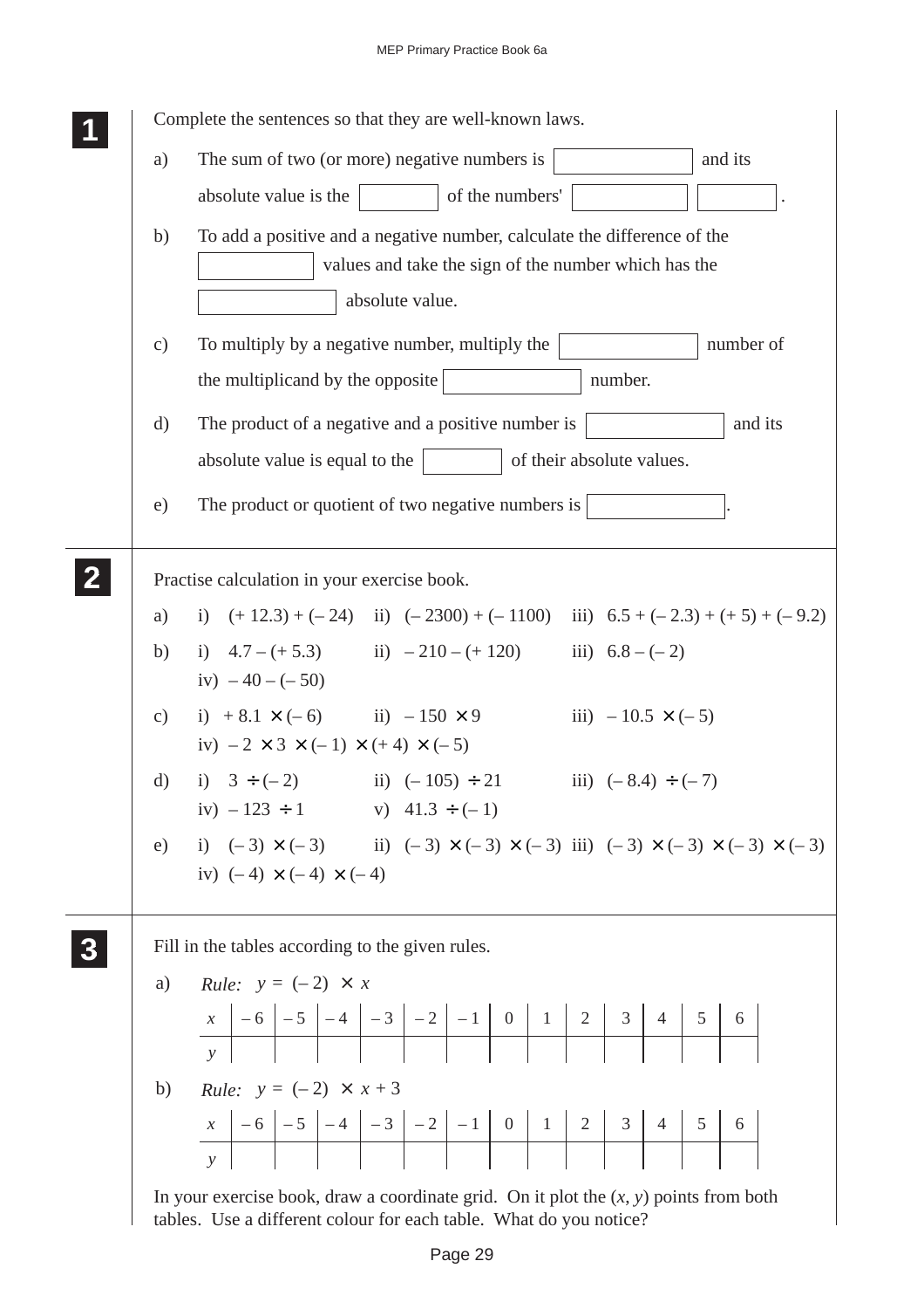**1**

Complete the sentences so that they are well-known laws.

a) The sum of two (or more) negative numbers is ______ and its absolute value is the ______ of the numbers' ______ ______.

b) To add a positive and a negative number, calculate the difference of the ______ values and take the sign of the number which has the ______ absolute value.

c) To multiply by a negative number, multiply the ______ number of the multiplicand by the opposite ______ number.

d) The product of a negative and a positive number is ______ and its absolute value is equal to the ______ of their absolute values.

e) The product or quotient of two negative numbers is ______.

**2**

Practise calculation in your exercise book.

a) i) $(+12.3) + (-24)$  ii) $(-2300) + (-1100)$  iii) $6.5 + (-2.3) + (+5) + (-9.2)$

b) i) $4.7 - (+5.3)$  ii) $-210 - (+120)$  iii) $6.8 - (-2)$
iv) $-40 - (-50)$

c) i) $+8.1 \times (-6)$  ii) $-150 \times 9$  iii) $-10.5 \times (-5)$
iv) $-2 \times 3 \times (-1) \times (+4) \times (-5)$

d) i) $3 \div (-2)$  ii) $(-105) \div 21$  iii) $(-8.4) \div (-7)$
iv) $-123 \div 1$  v) $41.3 \div (-1)$

e) i) $(-3) \times (-3)$  ii) $(-3) \times (-3) \times (-3)$  iii) $(-3) \times (-3) \times (-3) \times (-3)$
iv) $(-4) \times (-4) \times (-4)$

**3**

Fill in the tables according to the given rules.

a) *Rule:* $y = (-2) \times x$

| $x$ | $-6$ | $-5$ | $-4$ | $-3$ | $-2$ | $-1$ | 0 | 1 | 2 | 3 | 4 | 5 | 6 |
|---|---|---|---|---|---|---|---|---|---|---|---|---|---|
| $y$ | | | | | | | | | | | | | |

b) *Rule:* $y = (-2) \times x + 3$

| $x$ | $-6$ | $-5$ | $-4$ | $-3$ | $-2$ | $-1$ | 0 | 1 | 2 | 3 | 4 | 5 | 6 |
|---|---|---|---|---|---|---|---|---|---|---|---|---|---|
| $y$ | | | | | | | | | | | | | |

In your exercise book, draw a coordinate grid. On it plot the $(x, y)$ points from both tables. Use a different colour for each table. What do you notice?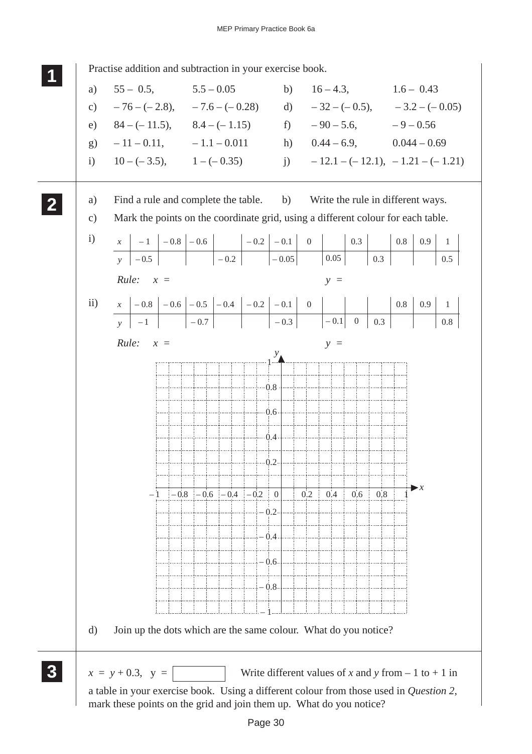**1** Practise addition and subtraction in your exercise book.

a) $55 - 0.5$, $5.5 - 0.05$ b) $16 - 4.3$, $1.6 - 0.43$

c) $-76 - (-2.8)$, $-7.6 - (-0.28)$ d) $-32 - (-0.5)$, $-3.2 - (-0.05)$

e) $84 - (-11.5)$, $8.4 - (-1.15)$ f) $-90 - 5.6$, $-9 - 0.56$

g) $-11 - 0.11$, $-1.1 - 0.011$ h) $0.44 - 6.9$, $0.044 - 0.69$

i) $10 - (-3.5)$, $1 - (-0.35)$ j) $-12.1 - (-12.1)$, $-1.21 - (-1.21)$

**2** a) Find a rule and complete the table. b) Write the rule in different ways.

c) Mark the points on the coordinate grid, using a different colour for each table.

i)

| | | | | | | | | | | | | | |
|---|---|---|---|---|---|---|---|---|---|---|---|---|---|
| $x$ | $-1$ | $-0.8$ | $-0.6$ | | $-0.2$ | $-0.1$ | 0 | | 0.3 | | 0.8 | 0.9 | 1 |
| $y$ | $-0.5$ | | | $-0.2$ | | $-0.05$ | | 0.05 | | 0.3 | | | 0.5 |

*Rule:* $x =$ $y =$

ii)

| | | | | | | | | | | | | | |
|---|---|---|---|---|---|---|---|---|---|---|---|---|---|
| $x$ | $-0.8$ | $-0.6$ | $-0.5$ | $-0.4$ | $-0.2$ | $-0.1$ | 0 | | | | 0.8 | 0.9 | 1 |
| $y$ | $-1$ | | $-0.7$ | | | $-0.3$ | | $-0.1$ | 0 | 0.3 | | | 0.8 |

*Rule:* $x =$ $y =$

y

1, 0.8, 0.6, 0.4, 0.2, – 0.2, – 0.4, – 0.6, – 0.8, – 1

x

– 1, – 0.8, – 0.6, – 0.4, – 0.2, 0, 0.2, 0.4, 0.6, 0.8, 1

d) Join up the dots which are the same colour. What do you notice?

**3** $x = y + 0.3$, $y =$ ☐ Write different values of $x$ and $y$ from $-1$ to $+1$ in a table in your exercise book. Using a different colour from those used in *Question 2*, mark these points on the grid and join them up. What do you notice?